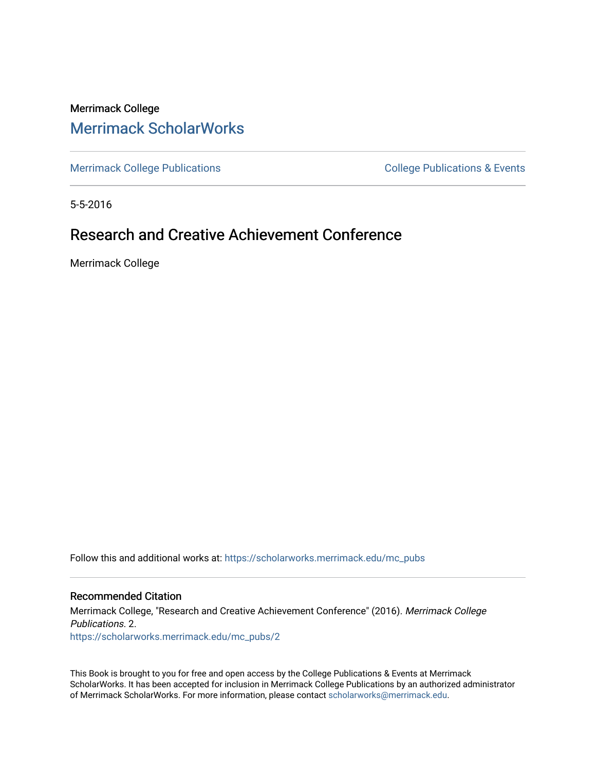Merrimack College

# Merrimack ScholarWorks

Merrimack College Publications | College Publications & Events

5-5-2016

## Research and Creative Achievement Conference

Merrimack College

Follow this and additional works at: https://scholarworks.merrimack.edu/mc_pubs

### Recommended Citation

Merrimack College, "Research and Creative Achievement Conference" (2016). *Merrimack College Publications*. 2.
https://scholarworks.merrimack.edu/mc_pubs/2

This Book is brought to you for free and open access by the College Publications & Events at Merrimack ScholarWorks. It has been accepted for inclusion in Merrimack College Publications by an authorized administrator of Merrimack ScholarWorks. For more information, please contact scholarworks@merrimack.edu.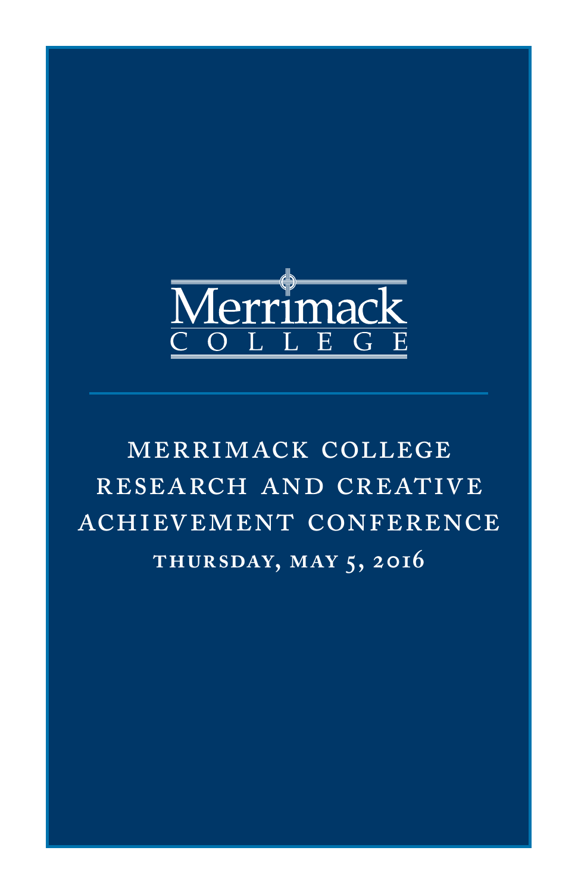Merrimack

COLLEGE

# MERRIMACK COLLEGE RESEARCH AND CREATIVE ACHIEVEMENT CONFERENCE

## THURSDAY, MAY 5, 2016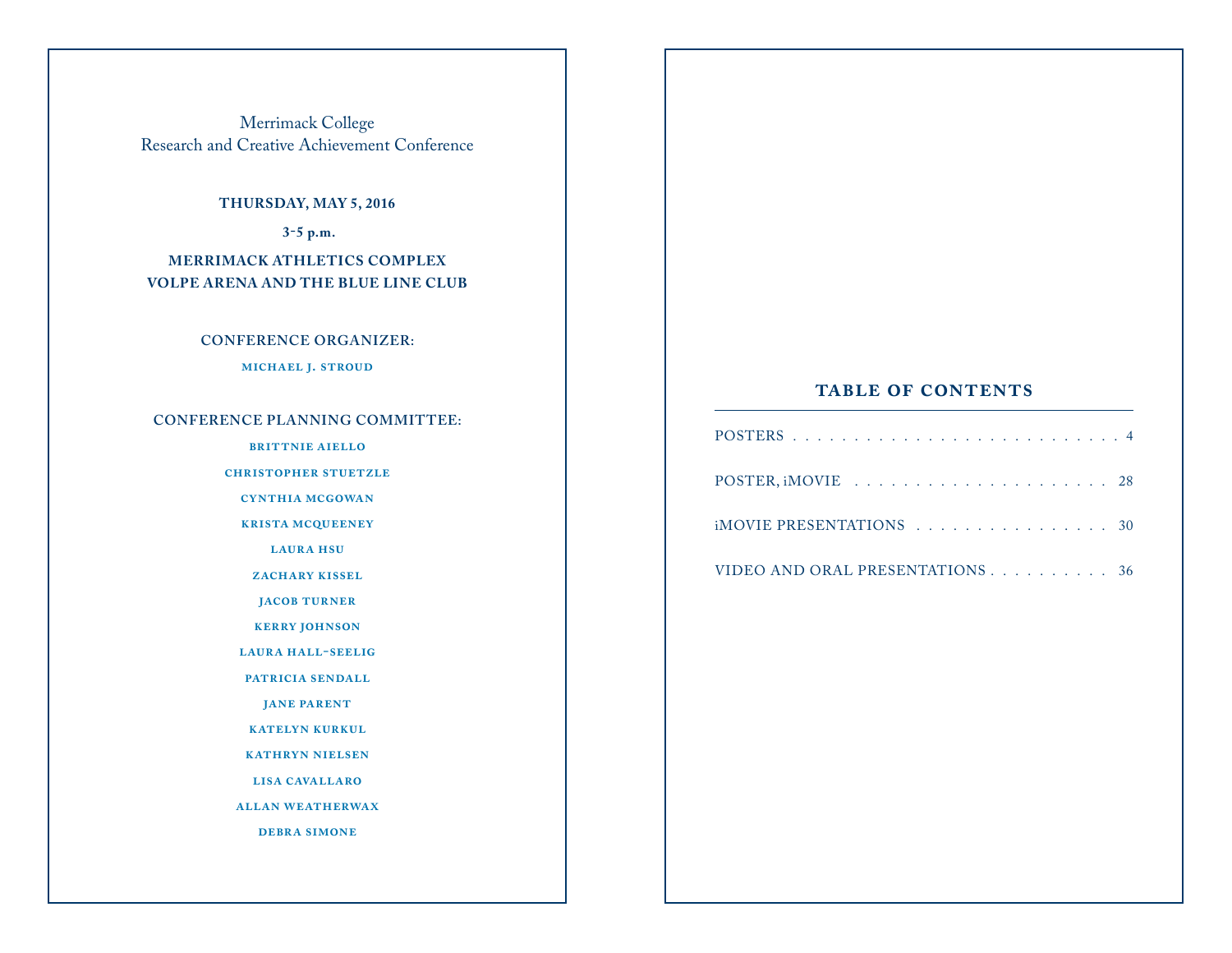# Merrimack College
# Research and Creative Achievement Conference

**THURSDAY, MAY 5, 2016**

**3–5 p.m.**

**MERRIMACK ATHLETICS COMPLEX**
**VOLPE ARENA AND THE BLUE LINE CLUB**

## CONFERENCE ORGANIZER:

MICHAEL J. STROUD

## CONFERENCE PLANNING COMMITTEE:

BRITTNIE AIELLO

CHRISTOPHER STUETZLE

CYNTHIA MCGOWAN

KRISTA MCQUEENEY

LAURA HSU

ZACHARY KISSEL

JACOB TURNER

KERRY JOHNSON

LAURA HALL-SEELIG

PATRICIA SENDALL

JANE PARENT

KATELYN KURKUL

KATHRYN NIELSEN

LISA CAVALLARO

ALLAN WEATHERWAX

DEBRA SIMONE

## TABLE OF CONTENTS

POSTERS . . . . . . . . . . . . . . . . . . . . . . . . . . . 4

POSTER, iMOVIE . . . . . . . . . . . . . . . . . . . . . 28

iMOVIE PRESENTATIONS . . . . . . . . . . . . . . . . . 30

VIDEO AND ORAL PRESENTATIONS . . . . . . . . . . 36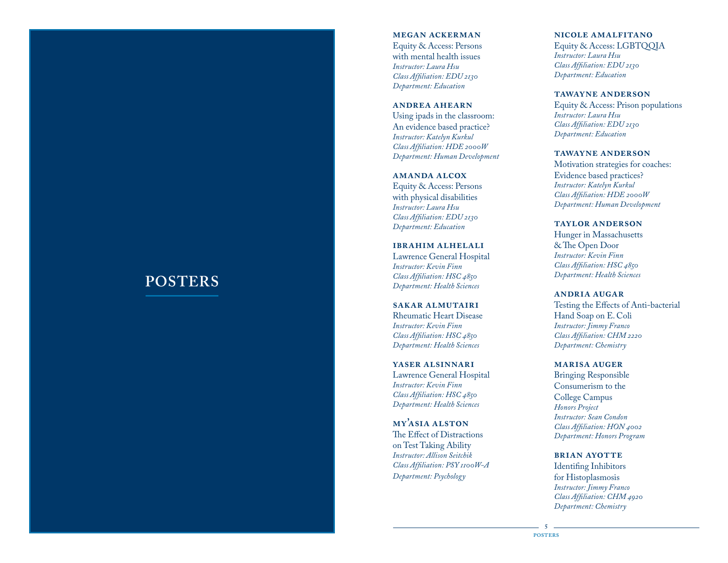# POSTERS

**MEGAN ACKERMAN**
Equity & Access: Persons with mental health issues
*Instructor: Laura Hsu*
*Class Affiliation: EDU 2130*
*Department: Education*

**ANDREA AHEARN**
Using ipads in the classroom: An evidence based practice?
*Instructor: Katelyn Kurkul*
*Class Affiliation: HDE 2000W*
*Department: Human Development*

**AMANDA ALCOX**
Equity & Access: Persons with physical disabilities
*Instructor: Laura Hsu*
*Class Affiliation: EDU 2130*
*Department: Education*

**IBRAHIM ALHELALI**
Lawrence General Hospital
*Instructor: Kevin Finn*
*Class Affiliation: HSC 4850*
*Department: Health Sciences*

**SAKAR ALMUTAIRI**
Rheumatic Heart Disease
*Instructor: Kevin Finn*
*Class Affiliation: HSC 4850*
*Department: Health Sciences*

**YASER ALSINNARI**
Lawrence General Hospital
*Instructor: Kevin Finn*
*Class Affiliation: HSC 4850*
*Department: Health Sciences*

**MY'ASIA ALSTON**
The Effect of Distractions on Test Taking Ability
*Instructor: Allison Seitchik*
*Class Affiliation: PSY 1100W-A*
*Department: Psychology*

**NICOLE AMALFITANO**
Equity & Access: LGBTQQIA
*Instructor: Laura Hsu*
*Class Affiliation: EDU 2130*
*Department: Education*

**TAWAYNE ANDERSON**
Equity & Access: Prison populations
*Instructor: Laura Hsu*
*Class Affiliation: EDU 2130*
*Department: Education*

**TAWAYNE ANDERSON**
Motivation strategies for coaches: Evidence based practices?
*Instructor: Katelyn Kurkul*
*Class Affiliation: HDE 2000W*
*Department: Human Development*

**TAYLOR ANDERSON**
Hunger in Massachusetts & The Open Door
*Instructor: Kevin Finn*
*Class Affiliation: HSC 4850*
*Department: Health Sciences*

**ANDRIA AUGAR**
Testing the Effects of Anti-bacterial Hand Soap on E. Coli
*Instructor: Jimmy Franco*
*Class Affiliation: CHM 2220*
*Department: Chemistry*

**MARISA AUGER**
Bringing Responsible Consumerism to the College Campus
*Honors Project*
*Instructor: Sean Condon*
*Class Affiliation: HON 4002*
*Department: Honors Program*

**BRIAN AYOTTE**
Identifing Inhibitors for Histoplasmosis
*Instructor: Jimmy Franco*
*Class Affiliation: CHM 4920*
*Department: Chemistry*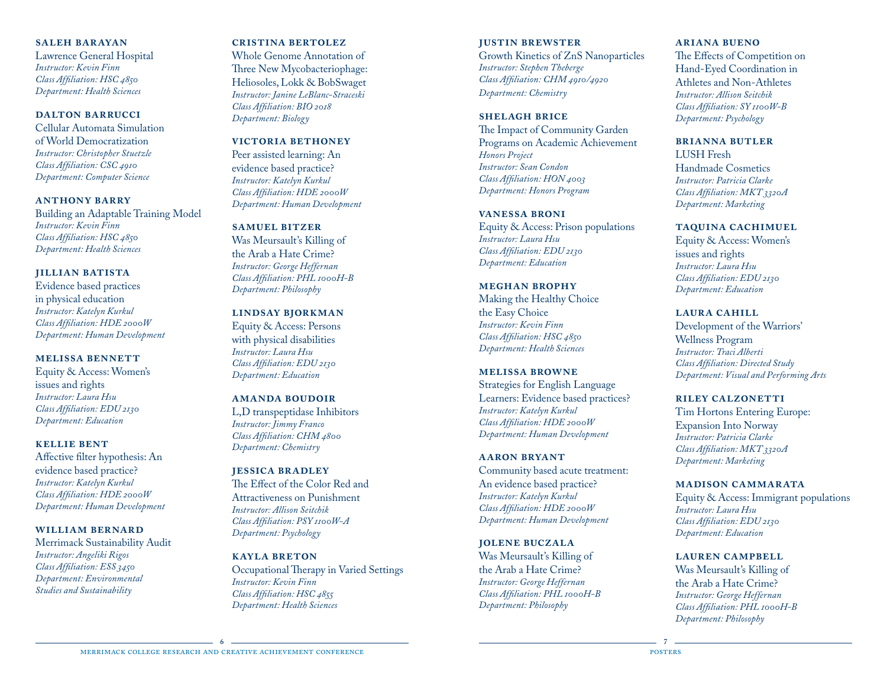**SALEH BARAYAN**
Lawrence General Hospital
*Instructor: Kevin Finn*
*Class Affiliation: HSC 4850*
*Department: Health Sciences*

**DALTON BARRUCCI**
Cellular Automata Simulation of World Democratization
*Instructor: Christopher Stuetzle*
*Class Affiliation: CSC 4910*
*Department: Computer Science*

**ANTHONY BARRY**
Building an Adaptable Training Model
*Instructor: Kevin Finn*
*Class Affiliation: HSC 4850*
*Department: Health Sciences*

**JILLIAN BATISTA**
Evidence based practices in physical education
*Instructor: Katelyn Kurkul*
*Class Affiliation: HDE 2000W*
*Department: Human Development*

**MELISSA BENNETT**
Equity & Access: Women's issues and rights
*Instructor: Laura Hsu*
*Class Affiliation: EDU 2130*
*Department: Education*

**KELLIE BENT**
Affective filter hypothesis: An evidence based practice?
*Instructor: Katelyn Kurkul*
*Class Affiliation: HDE 2000W*
*Department: Human Development*

**WILLIAM BERNARD**
Merrimack Sustainability Audit
*Instructor: Angeliki Rigos*
*Class Affiliation: ESS 3450*
*Department: Environmental Studies and Sustainability*

**CRISTINA BERTOLEZ**
Whole Genome Annotation of Three New Mycobacteriophage: Heliosoles, Lokk & BobSwaget
*Instructor: Janine LeBlanc-Straceski*
*Class Affiliation: BIO 2018*
*Department: Biology*

**VICTORIA BETHONEY**
Peer assisted learning: An evidence based practice?
*Instructor: Katelyn Kurkul*
*Class Affiliation: HDE 2000W*
*Department: Human Development*

**SAMUEL BITZER**
Was Meursault's Killing of the Arab a Hate Crime?
*Instructor: George Heffernan*
*Class Affiliation: PHL 1000H-B*
*Department: Philosophy*

**LINDSAY BJORKMAN**
Equity & Access: Persons with physical disabilities
*Instructor: Laura Hsu*
*Class Affiliation: EDU 2130*
*Department: Education*

**AMANDA BOUDOIR**
L,D transpeptidase Inhibitors
*Instructor: Jimmy Franco*
*Class Affiliation: CHM 4800*
*Department: Chemistry*

**JESSICA BRADLEY**
The Effect of the Color Red and Attractiveness on Punishment
*Instructor: Allison Seitchik*
*Class Affiliation: PSY 1100W-A*
*Department: Psychology*

**KAYLA BRETON**
Occupational Therapy in Varied Settings
*Instructor: Kevin Finn*
*Class Affiliation: HSC 4855*
*Department: Health Sciences*

**JUSTIN BREWSTER**
Growth Kinetics of ZnS Nanoparticles
*Instructor: Stephen Theberge*
*Class Affiliation: CHM 4910/4920*
*Department: Chemistry*

**SHELAGH BRICE**
The Impact of Community Garden Programs on Academic Achievement
*Honors Project*
*Instructor: Sean Condon*
*Class Affiliation: HON 4003*
*Department: Honors Program*

**VANESSA BRONI**
Equity & Access: Prison populations
*Instructor: Laura Hsu*
*Class Affiliation: EDU 2130*
*Department: Education*

**MEGHAN BROPHY**
Making the Healthy Choice the Easy Choice
*Instructor: Kevin Finn*
*Class Affiliation: HSC 4850*
*Department: Health Sciences*

**MELISSA BROWNE**
Strategies for English Language Learners: Evidence based practices?
*Instructor: Katelyn Kurkul*
*Class Affiliation: HDE 2000W*
*Department: Human Development*

**AARON BRYANT**
Community based acute treatment: An evidence based practice?
*Instructor: Katelyn Kurkul*
*Class Affiliation: HDE 2000W*
*Department: Human Development*

**JOLENE BUCZALA**
Was Meursault's Killing of the Arab a Hate Crime?
*Instructor: George Heffernan*
*Class Affiliation: PHL 1000H-B*
*Department: Philosophy*

**ARIANA BUENO**
The Effects of Competition on Hand-Eyed Coordination in Athletes and Non-Athletes
*Instructor: Allison Seitchik*
*Class Affiliation: SY 1100W-B*
*Department: Psychology*

**BRIANNA BUTLER**
LUSH Fresh Handmade Cosmetics
*Instructor: Patricia Clarke*
*Class Affiliation: MKT 3320A*
*Department: Marketing*

**TAQUINA CACHIMUEL**
Equity & Access: Women's issues and rights
*Instructor: Laura Hsu*
*Class Affiliation: EDU 2130*
*Department: Education*

**LAURA CAHILL**
Development of the Warriors' Wellness Program
*Instructor: Traci Alberti*
*Class Affiliation: Directed Study*
*Department: Visual and Performing Arts*

**RILEY CALZONETTI**
Tim Hortons Entering Europe: Expansion Into Norway
*Instructor: Patricia Clarke*
*Class Affiliation: MKT 3320A*
*Department: Marketing*

**MADISON CAMMARATA**
Equity & Access: Immigrant populations
*Instructor: Laura Hsu*
*Class Affiliation: EDU 2130*
*Department: Education*

**LAUREN CAMPBELL**
Was Meursault's Killing of the Arab a Hate Crime?
*Instructor: George Heffernan*
*Class Affiliation: PHL 1000H-B*
*Department: Philosophy*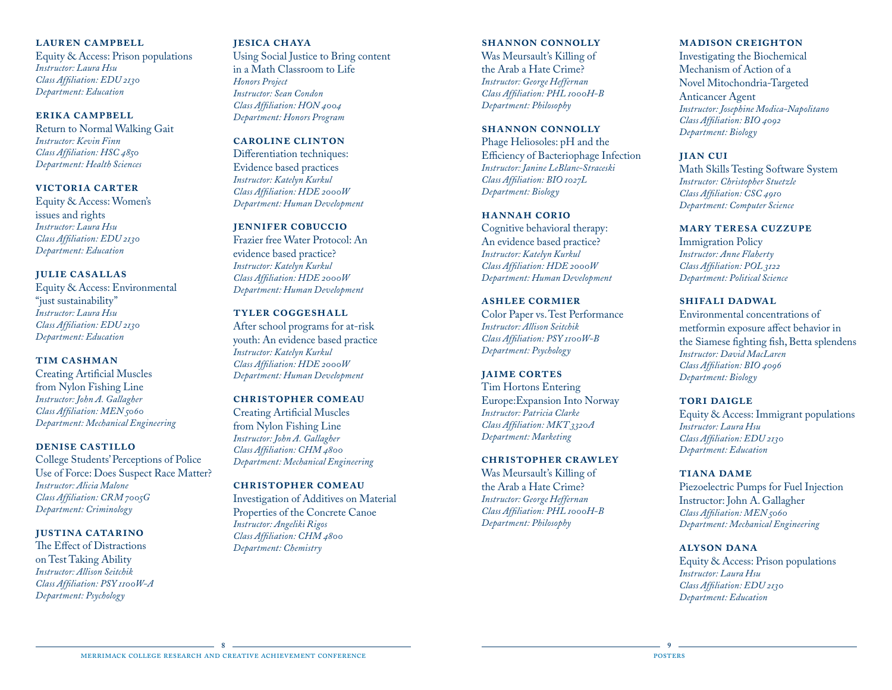**LAUREN CAMPBELL**
Equity & Access: Prison populations
*Instructor: Laura Hsu*
*Class Affiliation: EDU 2130*
*Department: Education*

**ERIKA CAMPBELL**
Return to Normal Walking Gait
*Instructor: Kevin Finn*
*Class Affiliation: HSC 4850*
*Department: Health Sciences*

**VICTORIA CARTER**
Equity & Access: Women's issues and rights
*Instructor: Laura Hsu*
*Class Affiliation: EDU 2130*
*Department: Education*

**JULIE CASALLAS**
Equity & Access: Environmental "just sustainability"
*Instructor: Laura Hsu*
*Class Affiliation: EDU 2130*
*Department: Education*

**TIM CASHMAN**
Creating Artificial Muscles from Nylon Fishing Line
*Instructor: John A. Gallagher*
*Class Affiliation: MEN 5060*
*Department: Mechanical Engineering*

**DENISE CASTILLO**
College Students' Perceptions of Police Use of Force: Does Suspect Race Matter?
*Instructor: Alicia Malone*
*Class Affiliation: CRM 7005G*
*Department: Criminology*

**JUSTINA CATARINO**
The Effect of Distractions on Test Taking Ability
*Instructor: Allison Seitchik*
*Class Affiliation: PSY 1100W-A*
*Department: Psychology*

**JESICA CHAYA**
Using Social Justice to Bring content in a Math Classroom to Life
*Honors Project*
*Instructor: Sean Condon*
*Class Affiliation: HON 4004*
*Department: Honors Program*

**CAROLINE CLINTON**
Differentiation techniques: Evidence based practices
*Instructor: Katelyn Kurkul*
*Class Affiliation: HDE 2000W*
*Department: Human Development*

**JENNIFER COBUCCIO**
Frazier free Water Protocol: An evidence based practice?
*Instructor: Katelyn Kurkul*
*Class Affiliation: HDE 2000W*
*Department: Human Development*

**TYLER COGGESHALL**
After school programs for at-risk youth: An evidence based practice
*Instructor: Katelyn Kurkul*
*Class Affiliation: HDE 2000W*
*Department: Human Development*

**CHRISTOPHER COMEAU**
Creating Artificial Muscles from Nylon Fishing Line
*Instructor: John A. Gallagher*
*Class Affiliation: CHM 4800*
*Department: Mechanical Engineering*

**CHRISTOPHER COMEAU**
Investigation of Additives on Material Properties of the Concrete Canoe
*Instructor: Angeliki Rigos*
*Class Affiliation: CHM 4800*
*Department: Chemistry*

**SHANNON CONNOLLY**
Was Meursault's Killing of the Arab a Hate Crime?
*Instructor: George Heffernan*
*Class Affiliation: PHL 1000H-B*
*Department: Philosophy*

**SHANNON CONNOLLY**
Phage Heliosoles: pH and the Efficiency of Bacteriophage Infection
*Instructor: Janine LeBlanc-Straceski*
*Class Affiliation: BIO 1027L*
*Department: Biology*

**HANNAH CORIO**
Cognitive behavioral therapy: An evidence based practice?
*Instructor: Katelyn Kurkul*
*Class Affiliation: HDE 2000W*
*Department: Human Development*

**ASHLEE CORMIER**
Color Paper vs. Test Performance
*Instructor: Allison Seitchik*
*Class Affiliation: PSY 1100W-B*
*Department: Psychology*

**JAIME CORTES**
Tim Hortons Entering Europe:Expansion Into Norway
*Instructor: Patricia Clarke*
*Class Affiliation: MKT 3320A*
*Department: Marketing*

**CHRISTOPHER CRAWLEY**
Was Meursault's Killing of the Arab a Hate Crime?
*Instructor: George Heffernan*
*Class Affiliation: PHL 1000H-B*
*Department: Philosophy*

**MADISON CREIGHTON**
Investigating the Biochemical Mechanism of Action of a Novel Mitochondria-Targeted Anticancer Agent
*Instructor: Josephine Modica-Napolitano*
*Class Affiliation: BIO 4092*
*Department: Biology*

**JIAN CUI**
Math Skills Testing Software System
*Instructor: Christopher Stuetzle*
*Class Affiliation: CSC 4910*
*Department: Computer Science*

**MARY TERESA CUZZUPE**
Immigration Policy
*Instructor: Anne Flaherty*
*Class Affiliation: POL 3122*
*Department: Political Science*

**SHIFALI DADWAL**
Environmental concentrations of metformin exposure affect behavior in the Siamese fighting fish, Betta splendens
*Instructor: David MacLaren*
*Class Affiliation: BIO 4096*
*Department: Biology*

**TORI DAIGLE**
Equity & Access: Immigrant populations
*Instructor: Laura Hsu*
*Class Affiliation: EDU 2130*
*Department: Education*

**TIANA DAME**
Piezoelectric Pumps for Fuel Injection
Instructor: John A. Gallagher
*Class Affiliation: MEN 5060*
*Department: Mechanical Engineering*

**ALYSON DANA**
Equity & Access: Prison populations
*Instructor: Laura Hsu*
*Class Affiliation: EDU 2130*
*Department: Education*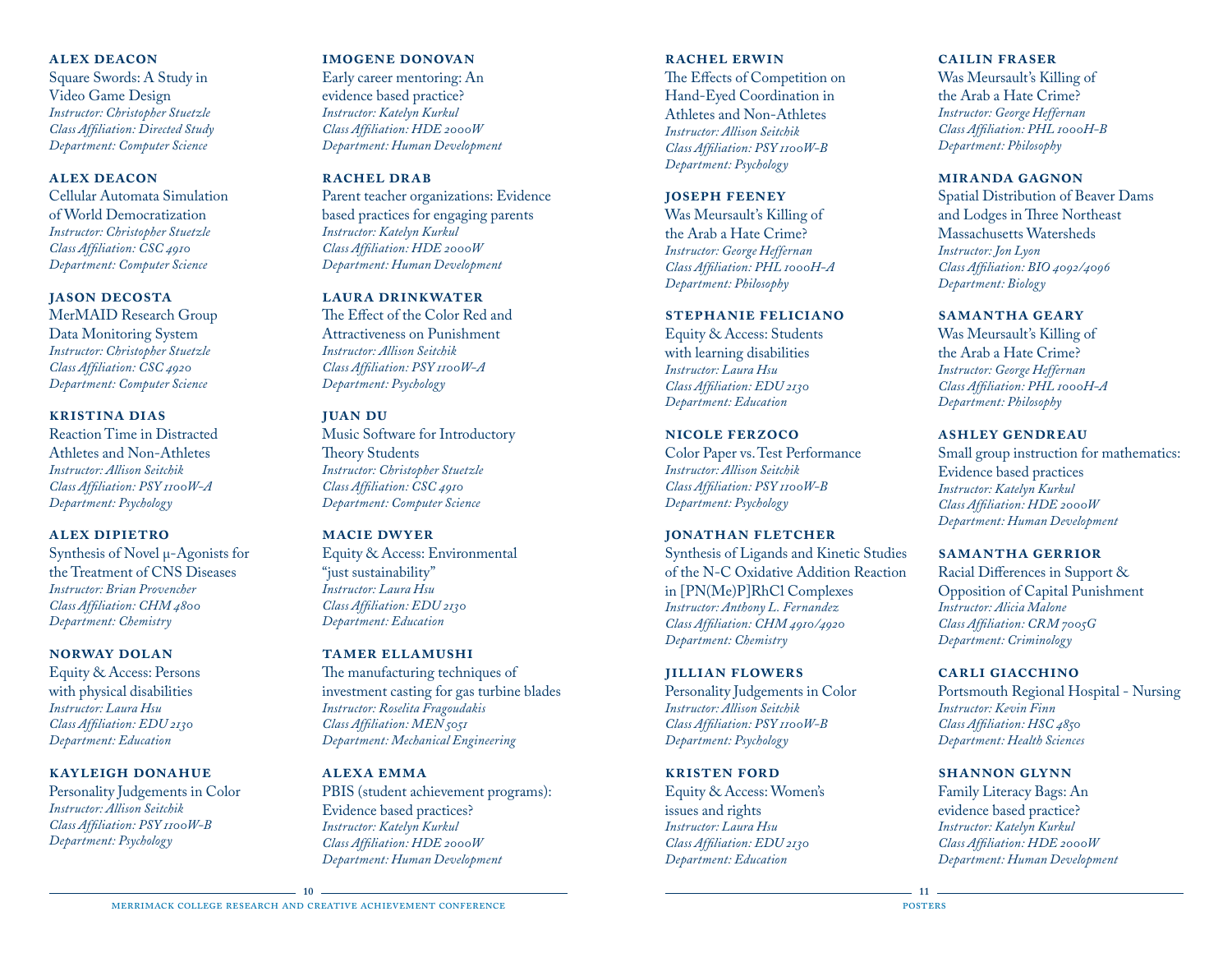**ALEX DEACON**
Square Swords: A Study in Video Game Design
*Instructor: Christopher Stuetzle*
*Class Affiliation: Directed Study*
*Department: Computer Science*

**ALEX DEACON**
Cellular Automata Simulation of World Democratization
*Instructor: Christopher Stuetzle*
*Class Affiliation: CSC 4910*
*Department: Computer Science*

**JASON DECOSTA**
MerMAID Research Group Data Monitoring System
*Instructor: Christopher Stuetzle*
*Class Affiliation: CSC 4920*
*Department: Computer Science*

**KRISTINA DIAS**
Reaction Time in Distracted Athletes and Non-Athletes
*Instructor: Allison Seitchik*
*Class Affiliation: PSY 1100W-A*
*Department: Psychology*

**ALEX DIPIETRO**
Synthesis of Novel μ-Agonists for the Treatment of CNS Diseases
*Instructor: Brian Provencher*
*Class Affiliation: CHM 4800*
*Department: Chemistry*

**NORWAY DOLAN**
Equity & Access: Persons with physical disabilities
*Instructor: Laura Hsu*
*Class Affiliation: EDU 2130*
*Department: Education*

**KAYLEIGH DONAHUE**
Personality Judgements in Color
*Instructor: Allison Seitchik*
*Class Affiliation: PSY 1100W-B*
*Department: Psychology*

**IMOGENE DONOVAN**
Early career mentoring: An evidence based practice?
*Instructor: Katelyn Kurkul*
*Class Affiliation: HDE 2000W*
*Department: Human Development*

**RACHEL DRAB**
Parent teacher organizations: Evidence based practices for engaging parents
*Instructor: Katelyn Kurkul*
*Class Affiliation: HDE 2000W*
*Department: Human Development*

**LAURA DRINKWATER**
The Effect of the Color Red and Attractiveness on Punishment
*Instructor: Allison Seitchik*
*Class Affiliation: PSY 1100W-A*
*Department: Psychology*

**JUAN DU**
Music Software for Introductory Theory Students
*Instructor: Christopher Stuetzle*
*Class Affiliation: CSC 4910*
*Department: Computer Science*

**MACIE DWYER**
Equity & Access: Environmental "just sustainability"
*Instructor: Laura Hsu*
*Class Affiliation: EDU 2130*
*Department: Education*

**TAMER ELLAMUSHI**
The manufacturing techniques of investment casting for gas turbine blades
*Instructor: Roselita Fragoudakis*
*Class Affiliation: MEN 5051*
*Department: Mechanical Engineering*

**ALEXA EMMA**
PBIS (student achievement programs): Evidence based practices?
*Instructor: Katelyn Kurkul*
*Class Affiliation: HDE 2000W*
*Department: Human Development*

**RACHEL ERWIN**
The Effects of Competition on Hand-Eyed Coordination in Athletes and Non-Athletes
*Instructor: Allison Seitchik*
*Class Affiliation: PSY 1100W-B*
*Department: Psychology*

**JOSEPH FEENEY**
Was Meursault's Killing of the Arab a Hate Crime?
*Instructor: George Heffernan*
*Class Affiliation: PHL 1000H-A*
*Department: Philosophy*

**STEPHANIE FELICIANO**
Equity & Access: Students with learning disabilities
*Instructor: Laura Hsu*
*Class Affiliation: EDU 2130*
*Department: Education*

**NICOLE FERZOCO**
Color Paper vs. Test Performance
*Instructor: Allison Seitchik*
*Class Affiliation: PSY 1100W-B*
*Department: Psychology*

**JONATHAN FLETCHER**
Synthesis of Ligands and Kinetic Studies of the N-C Oxidative Addition Reaction in [PN(Me)P]RhCl Complexes
*Instructor: Anthony L. Fernandez*
*Class Affiliation: CHM 4910/4920*
*Department: Chemistry*

**JILLIAN FLOWERS**
Personality Judgements in Color
*Instructor: Allison Seitchik*
*Class Affiliation: PSY 1100W-B*
*Department: Psychology*

**KRISTEN FORD**
Equity & Access: Women's issues and rights
*Instructor: Laura Hsu*
*Class Affiliation: EDU 2130*
*Department: Education*

**CAILIN FRASER**
Was Meursault's Killing of the Arab a Hate Crime?
*Instructor: George Heffernan*
*Class Affiliation: PHL 1000H-B*
*Department: Philosophy*

**MIRANDA GAGNON**
Spatial Distribution of Beaver Dams and Lodges in Three Northeast Massachusetts Watersheds
*Instructor: Jon Lyon*
*Class Affiliation: BIO 4092/4096*
*Department: Biology*

**SAMANTHA GEARY**
Was Meursault's Killing of the Arab a Hate Crime?
*Instructor: George Heffernan*
*Class Affiliation: PHL 1000H-A*
*Department: Philosophy*

**ASHLEY GENDREAU**
Small group instruction for mathematics: Evidence based practices
*Instructor: Katelyn Kurkul*
*Class Affiliation: HDE 2000W*
*Department: Human Development*

**SAMANTHA GERRIOR**
Racial Differences in Support & Opposition of Capital Punishment
*Instructor: Alicia Malone*
*Class Affiliation: CRM 7005G*
*Department: Criminology*

**CARLI GIACCHINO**
Portsmouth Regional Hospital - Nursing
*Instructor: Kevin Finn*
*Class Affiliation: HSC 4850*
*Department: Health Sciences*

**SHANNON GLYNN**
Family Literacy Bags: An evidence based practice?
*Instructor: Katelyn Kurkul*
*Class Affiliation: HDE 2000W*
*Department: Human Development*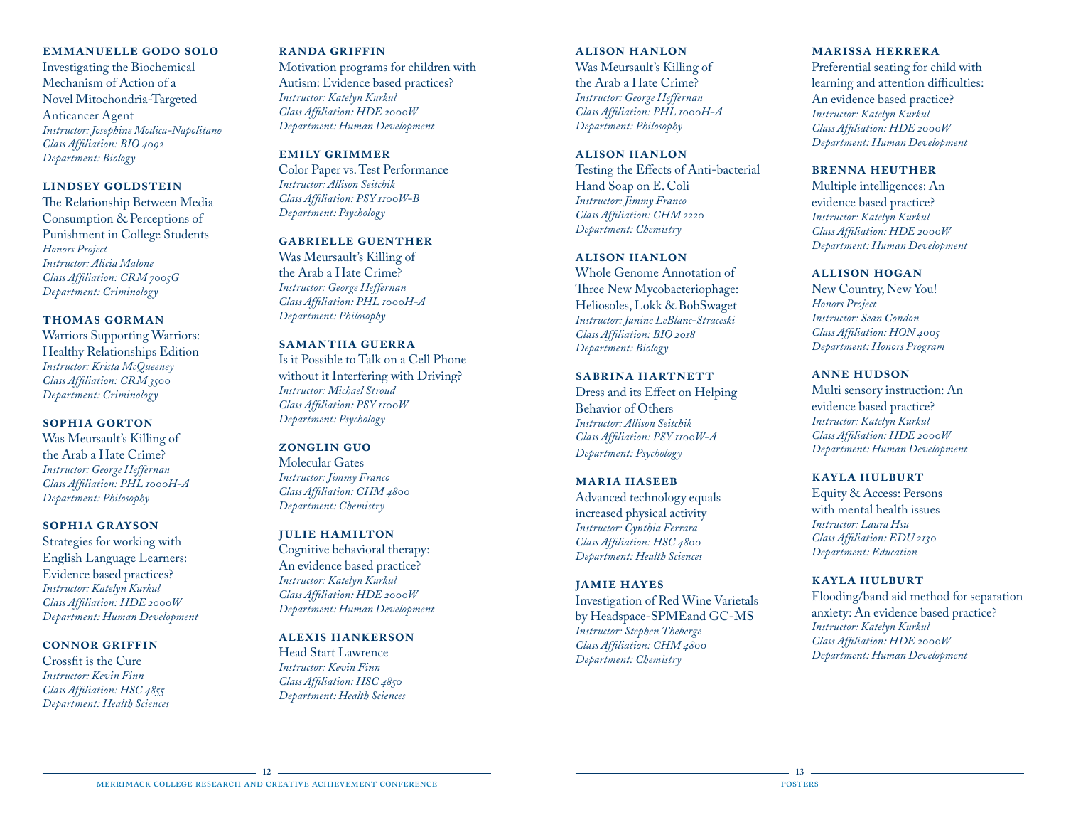**EMMANUELLE GODO SOLO**
Investigating the Biochemical Mechanism of Action of a Novel Mitochondria-Targeted Anticancer Agent
*Instructor: Josephine Modica-Napolitano*
*Class Affiliation: BIO 4092*
*Department: Biology*

**LINDSEY GOLDSTEIN**
The Relationship Between Media Consumption & Perceptions of Punishment in College Students
*Honors Project*
*Instructor: Alicia Malone*
*Class Affiliation: CRM 7005G*
*Department: Criminology*

**THOMAS GORMAN**
Warriors Supporting Warriors: Healthy Relationships Edition
*Instructor: Krista McQueeney*
*Class Affiliation: CRM 3500*
*Department: Criminology*

**SOPHIA GORTON**
Was Meursault's Killing of the Arab a Hate Crime?
*Instructor: George Heffernan*
*Class Affiliation: PHL 1000H-A*
*Department: Philosophy*

**SOPHIA GRAYSON**
Strategies for working with English Language Learners: Evidence based practices?
*Instructor: Katelyn Kurkul*
*Class Affiliation: HDE 2000W*
*Department: Human Development*

**CONNOR GRIFFIN**
Crossfit is the Cure
*Instructor: Kevin Finn*
*Class Affiliation: HSC 4855*
*Department: Health Sciences*

**RANDA GRIFFIN**
Motivation programs for children with Autism: Evidence based practices?
*Instructor: Katelyn Kurkul*
*Class Affiliation: HDE 2000W*
*Department: Human Development*

**EMILY GRIMMER**
Color Paper vs. Test Performance
*Instructor: Allison Seitchik*
*Class Affiliation: PSY 1100W-B*
*Department: Psychology*

**GABRIELLE GUENTHER**
Was Meursault's Killing of the Arab a Hate Crime?
*Instructor: George Heffernan*
*Class Affiliation: PHL 1000H-A*
*Department: Philosophy*

**SAMANTHA GUERRA**
Is it Possible to Talk on a Cell Phone without it Interfering with Driving?
*Instructor: Michael Stroud*
*Class Affiliation: PSY 1100W*
*Department: Psychology*

**ZONGLIN GUO**
Molecular Gates
*Instructor: Jimmy Franco*
*Class Affiliation: CHM 4800*
*Department: Chemistry*

**JULIE HAMILTON**
Cognitive behavioral therapy: An evidence based practice?
*Instructor: Katelyn Kurkul*
*Class Affiliation: HDE 2000W*
*Department: Human Development*

**ALEXIS HANKERSON**
Head Start Lawrence
*Instructor: Kevin Finn*
*Class Affiliation: HSC 4850*
*Department: Health Sciences*

**ALISON HANLON**
Was Meursault's Killing of the Arab a Hate Crime?
*Instructor: George Heffernan*
*Class Affiliation: PHL 1000H-A*
*Department: Philosophy*

**ALISON HANLON**
Testing the Effects of Anti-bacterial Hand Soap on E. Coli
*Instructor: Jimmy Franco*
*Class Affiliation: CHM 2220*
*Department: Chemistry*

**ALISON HANLON**
Whole Genome Annotation of Three New Mycobacteriophage: Heliosoles, Lokk & BobSwaget
*Instructor: Janine LeBlanc-Straceski*
*Class Affiliation: BIO 2018*
*Department: Biology*

**SABRINA HARTNETT**
Dress and its Effect on Helping Behavior of Others
*Instructor: Allison Seitchik*
*Class Affiliation: PSY 1100W-A*
*Department: Psychology*

**MARIA HASEEB**
Advanced technology equals increased physical activity
*Instructor: Cynthia Ferrara*
*Class Affiliation: HSC 4800*
*Department: Health Sciences*

**JAMIE HAYES**
Investigation of Red Wine Varietals by Headspace-SPMEand GC-MS
*Instructor: Stephen Theberge*
*Class Affiliation: CHM 4800*
*Department: Chemistry*

**MARISSA HERRERA**
Preferential seating for child with learning and attention difficulties: An evidence based practice?
*Instructor: Katelyn Kurkul*
*Class Affiliation: HDE 2000W*
*Department: Human Development*

**BRENNA HEUTHER**
Multiple intelligences: An evidence based practice?
*Instructor: Katelyn Kurkul*
*Class Affiliation: HDE 2000W*
*Department: Human Development*

**ALLISON HOGAN**
New Country, New You!
*Honors Project*
*Instructor: Sean Condon*
*Class Affiliation: HON 4005*
*Department: Honors Program*

**ANNE HUDSON**
Multi sensory instruction: An evidence based practice?
*Instructor: Katelyn Kurkul*
*Class Affiliation: HDE 2000W*
*Department: Human Development*

**KAYLA HULBURT**
Equity & Access: Persons with mental health issues
*Instructor: Laura Hsu*
*Class Affiliation: EDU 2130*
*Department: Education*

**KAYLA HULBURT**
Flooding/band aid method for separation anxiety: An evidence based practice?
*Instructor: Katelyn Kurkul*
*Class Affiliation: HDE 2000W*
*Department: Human Development*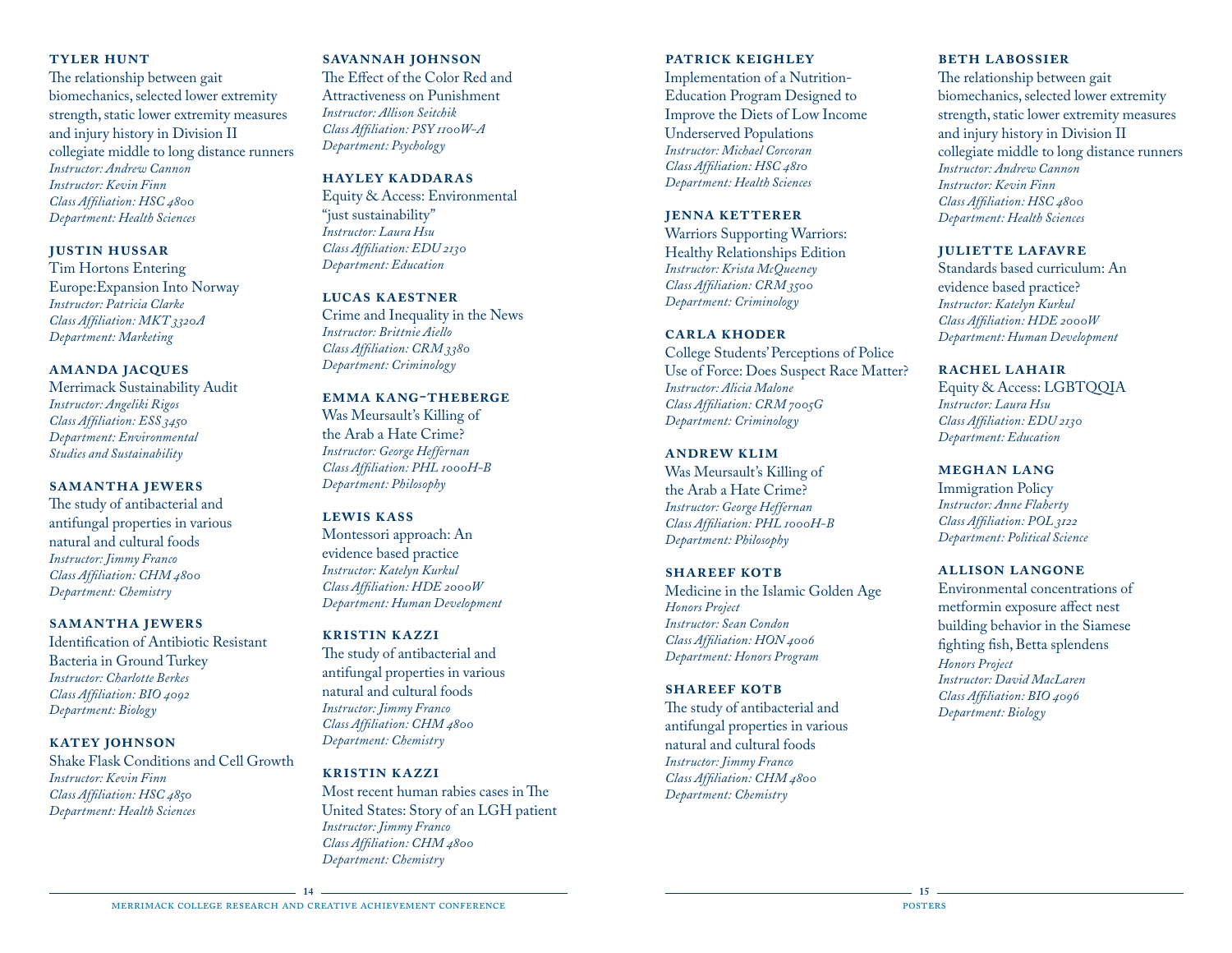**TYLER HUNT**
The relationship between gait biomechanics, selected lower extremity strength, static lower extremity measures and injury history in Division II collegiate middle to long distance runners
*Instructor: Andrew Cannon*
*Instructor: Kevin Finn*
*Class Affiliation: HSC 4800*
*Department: Health Sciences*

**JUSTIN HUSSAR**
Tim Hortons Entering Europe:Expansion Into Norway
*Instructor: Patricia Clarke*
*Class Affiliation: MKT 3320A*
*Department: Marketing*

**AMANDA JACQUES**
Merrimack Sustainability Audit
*Instructor: Angeliki Rigos*
*Class Affiliation: ESS 3450*
*Department: Environmental Studies and Sustainability*

**SAMANTHA JEWERS**
The study of antibacterial and antifungal properties in various natural and cultural foods
*Instructor: Jimmy Franco*
*Class Affiliation: CHM 4800*
*Department: Chemistry*

**SAMANTHA JEWERS**
Identification of Antibiotic Resistant Bacteria in Ground Turkey
*Instructor: Charlotte Berkes*
*Class Affiliation: BIO 4092*
*Department: Biology*

**KATEY JOHNSON**
Shake Flask Conditions and Cell Growth
*Instructor: Kevin Finn*
*Class Affiliation: HSC 4850*
*Department: Health Sciences*

**SAVANNAH JOHNSON**
The Effect of the Color Red and Attractiveness on Punishment
*Instructor: Allison Seitchik*
*Class Affiliation: PSY 1100W-A*
*Department: Psychology*

**HAYLEY KADDARAS**
Equity & Access: Environmental "just sustainability"
*Instructor: Laura Hsu*
*Class Affiliation: EDU 2130*
*Department: Education*

**LUCAS KAESTNER**
Crime and Inequality in the News
*Instructor: Brittnie Aiello*
*Class Affiliation: CRM 3380*
*Department: Criminology*

**EMMA KANG-THEBERGE**
Was Meursault's Killing of the Arab a Hate Crime?
*Instructor: George Heffernan*
*Class Affiliation: PHL 1000H-B*
*Department: Philosophy*

**LEWIS KASS**
Montessori approach: An evidence based practice
*Instructor: Katelyn Kurkul*
*Class Affiliation: HDE 2000W*
*Department: Human Development*

**KRISTIN KAZZI**
The study of antibacterial and antifungal properties in various natural and cultural foods
*Instructor: Jimmy Franco*
*Class Affiliation: CHM 4800*
*Department: Chemistry*

**KRISTIN KAZZI**
Most recent human rabies cases in The United States: Story of an LGH patient
*Instructor: Jimmy Franco*
*Class Affiliation: CHM 4800*
*Department: Chemistry*

**PATRICK KEIGHLEY**
Implementation of a Nutrition-Education Program Designed to Improve the Diets of Low Income Underserved Populations
*Instructor: Michael Corcoran*
*Class Affiliation: HSC 4810*
*Department: Health Sciences*

**JENNA KETTERER**
Warriors Supporting Warriors: Healthy Relationships Edition
*Instructor: Krista McQueeney*
*Class Affiliation: CRM 3500*
*Department: Criminology*

**CARLA KHODER**
College Students' Perceptions of Police Use of Force: Does Suspect Race Matter?
*Instructor: Alicia Malone*
*Class Affiliation: CRM 7005G*
*Department: Criminology*

**ANDREW KLIM**
Was Meursault's Killing of the Arab a Hate Crime?
*Instructor: George Heffernan*
*Class Affiliation: PHL 1000H-B*
*Department: Philosophy*

**SHAREEF KOTB**
Medicine in the Islamic Golden Age
*Honors Project*
*Instructor: Sean Condon*
*Class Affiliation: HON 4006*
*Department: Honors Program*

**SHAREEF KOTB**
The study of antibacterial and antifungal properties in various natural and cultural foods
*Instructor: Jimmy Franco*
*Class Affiliation: CHM 4800*
*Department: Chemistry*

**BETH LABOSSIER**
The relationship between gait biomechanics, selected lower extremity strength, static lower extremity measures and injury history in Division II collegiate middle to long distance runners
*Instructor: Andrew Cannon*
*Instructor: Kevin Finn*
*Class Affiliation: HSC 4800*
*Department: Health Sciences*

**JULIETTE LAFAVRE**
Standards based curriculum: An evidence based practice?
*Instructor: Katelyn Kurkul*
*Class Affiliation: HDE 2000W*
*Department: Human Development*

**RACHEL LAHAIR**
Equity & Access: LGBTQQIA
*Instructor: Laura Hsu*
*Class Affiliation: EDU 2130*
*Department: Education*

**MEGHAN LANG**
Immigration Policy
*Instructor: Anne Flaherty*
*Class Affiliation: POL 3122*
*Department: Political Science*

**ALLISON LANGONE**
Environmental concentrations of metformin exposure affect nest building behavior in the Siamese fighting fish, Betta splendens
*Honors Project*
*Instructor: David MacLaren*
*Class Affiliation: BIO 4096*
*Department: Biology*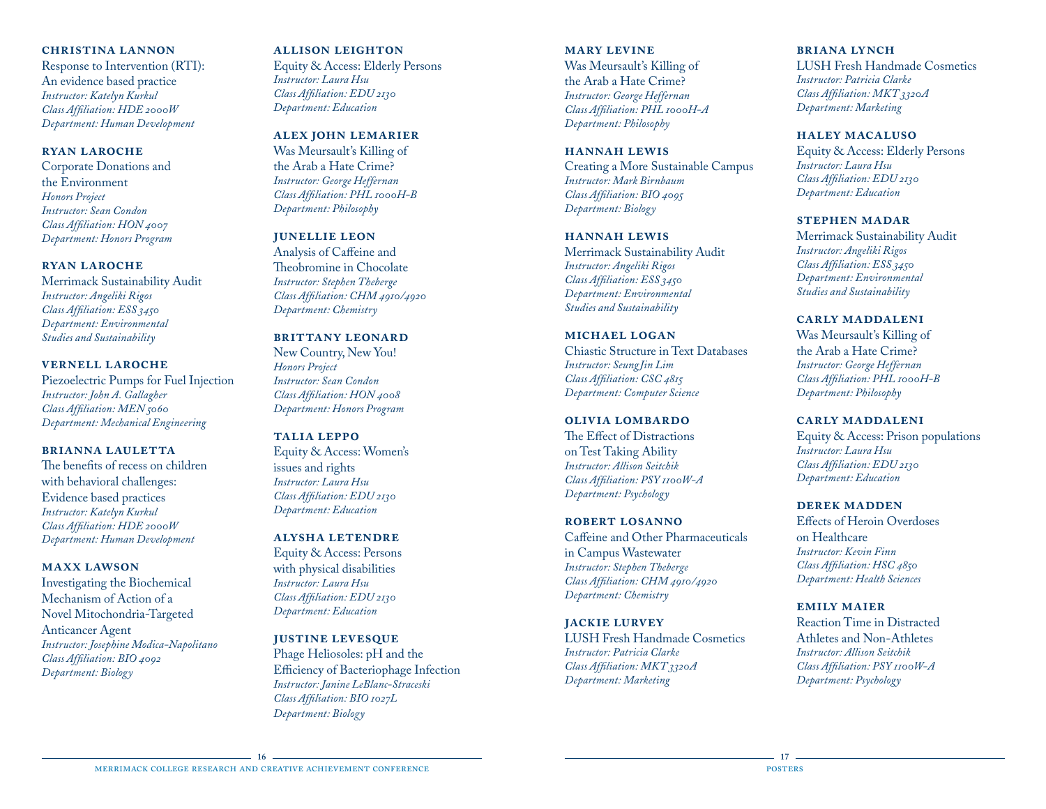**CHRISTINA LANNON**
Response to Intervention (RTI): An evidence based practice
*Instructor: Katelyn Kurkul*
*Class Affiliation: HDE 2000W*
*Department: Human Development*

**RYAN LAROCHE**
Corporate Donations and the Environment
*Honors Project*
*Instructor: Sean Condon*
*Class Affiliation: HON 4007*
*Department: Honors Program*

**RYAN LAROCHE**
Merrimack Sustainability Audit
*Instructor: Angeliki Rigos*
*Class Affiliation: ESS 3450*
*Department: Environmental Studies and Sustainability*

**VERNELL LAROCHE**
Piezoelectric Pumps for Fuel Injection
*Instructor: John A. Gallagher*
*Class Affiliation: MEN 5060*
*Department: Mechanical Engineering*

**BRIANNA LAULETTA**
The benefits of recess on children with behavioral challenges: Evidence based practices
*Instructor: Katelyn Kurkul*
*Class Affiliation: HDE 2000W*
*Department: Human Development*

**MAXX LAWSON**
Investigating the Biochemical Mechanism of Action of a Novel Mitochondria-Targeted Anticancer Agent
*Instructor: Josephine Modica-Napolitano*
*Class Affiliation: BIO 4092*
*Department: Biology*

**ALLISON LEIGHTON**
Equity & Access: Elderly Persons
*Instructor: Laura Hsu*
*Class Affiliation: EDU 2130*
*Department: Education*

**ALEX JOHN LEMARIER**
Was Meursault's Killing of the Arab a Hate Crime?
*Instructor: George Heffernan*
*Class Affiliation: PHL 1000H-B*
*Department: Philosophy*

**JUNELLIE LEON**
Analysis of Caffeine and Theobromine in Chocolate
*Instructor: Stephen Theberge*
*Class Affiliation: CHM 4910/4920*
*Department: Chemistry*

**BRITTANY LEONARD**
New Country, New You!
*Honors Project*
*Instructor: Sean Condon*
*Class Affiliation: HON 4008*
*Department: Honors Program*

**TALIA LEPPO**
Equity & Access: Women's issues and rights
*Instructor: Laura Hsu*
*Class Affiliation: EDU 2130*
*Department: Education*

**ALYSHA LETENDRE**
Equity & Access: Persons with physical disabilities
*Instructor: Laura Hsu*
*Class Affiliation: EDU 2130*
*Department: Education*

**JUSTINE LEVESQUE**
Phage Heliosoles: pH and the Efficiency of Bacteriophage Infection
*Instructor: Janine LeBlanc-Straceski*
*Class Affiliation: BIO 1027L*
*Department: Biology*

**MARY LEVINE**
Was Meursault's Killing of the Arab a Hate Crime?
*Instructor: George Heffernan*
*Class Affiliation: PHL 1000H-A*
*Department: Philosophy*

**HANNAH LEWIS**
Creating a More Sustainable Campus
*Instructor: Mark Birnbaum*
*Class Affiliation: BIO 4095*
*Department: Biology*

**HANNAH LEWIS**
Merrimack Sustainability Audit
*Instructor: Angeliki Rigos*
*Class Affiliation: ESS 3450*
*Department: Environmental Studies and Sustainability*

**MICHAEL LOGAN**
Chiastic Structure in Text Databases
*Instructor: Seung Jin Lim*
*Class Affiliation: CSC 4815*
*Department: Computer Science*

**OLIVIA LOMBARDO**
The Effect of Distractions on Test Taking Ability
*Instructor: Allison Seitchik*
*Class Affiliation: PSY 1100W-A*
*Department: Psychology*

**ROBERT LOSANNO**
Caffeine and Other Pharmaceuticals in Campus Wastewater
*Instructor: Stephen Theberge*
*Class Affiliation: CHM 4910/4920*
*Department: Chemistry*

**JACKIE LURVEY**
LUSH Fresh Handmade Cosmetics
*Instructor: Patricia Clarke*
*Class Affiliation: MKT 3320A*
*Department: Marketing*

**BRIANA LYNCH**
LUSH Fresh Handmade Cosmetics
*Instructor: Patricia Clarke*
*Class Affiliation: MKT 3320A*
*Department: Marketing*

**HALEY MACALUSO**
Equity & Access: Elderly Persons
*Instructor: Laura Hsu*
*Class Affiliation: EDU 2130*
*Department: Education*

**STEPHEN MADAR**
Merrimack Sustainability Audit
*Instructor: Angeliki Rigos*
*Class Affiliation: ESS 3450*
*Department: Environmental Studies and Sustainability*

**CARLY MADDALENI**
Was Meursault's Killing of the Arab a Hate Crime?
*Instructor: George Heffernan*
*Class Affiliation: PHL 1000H-B*
*Department: Philosophy*

**CARLY MADDALENI**
Equity & Access: Prison populations
*Instructor: Laura Hsu*
*Class Affiliation: EDU 2130*
*Department: Education*

**DEREK MADDEN**
Effects of Heroin Overdoses on Healthcare
*Instructor: Kevin Finn*
*Class Affiliation: HSC 4850*
*Department: Health Sciences*

**EMILY MAIER**
Reaction Time in Distracted Athletes and Non-Athletes
*Instructor: Allison Seitchik*
*Class Affiliation: PSY 1100W-A*
*Department: Psychology*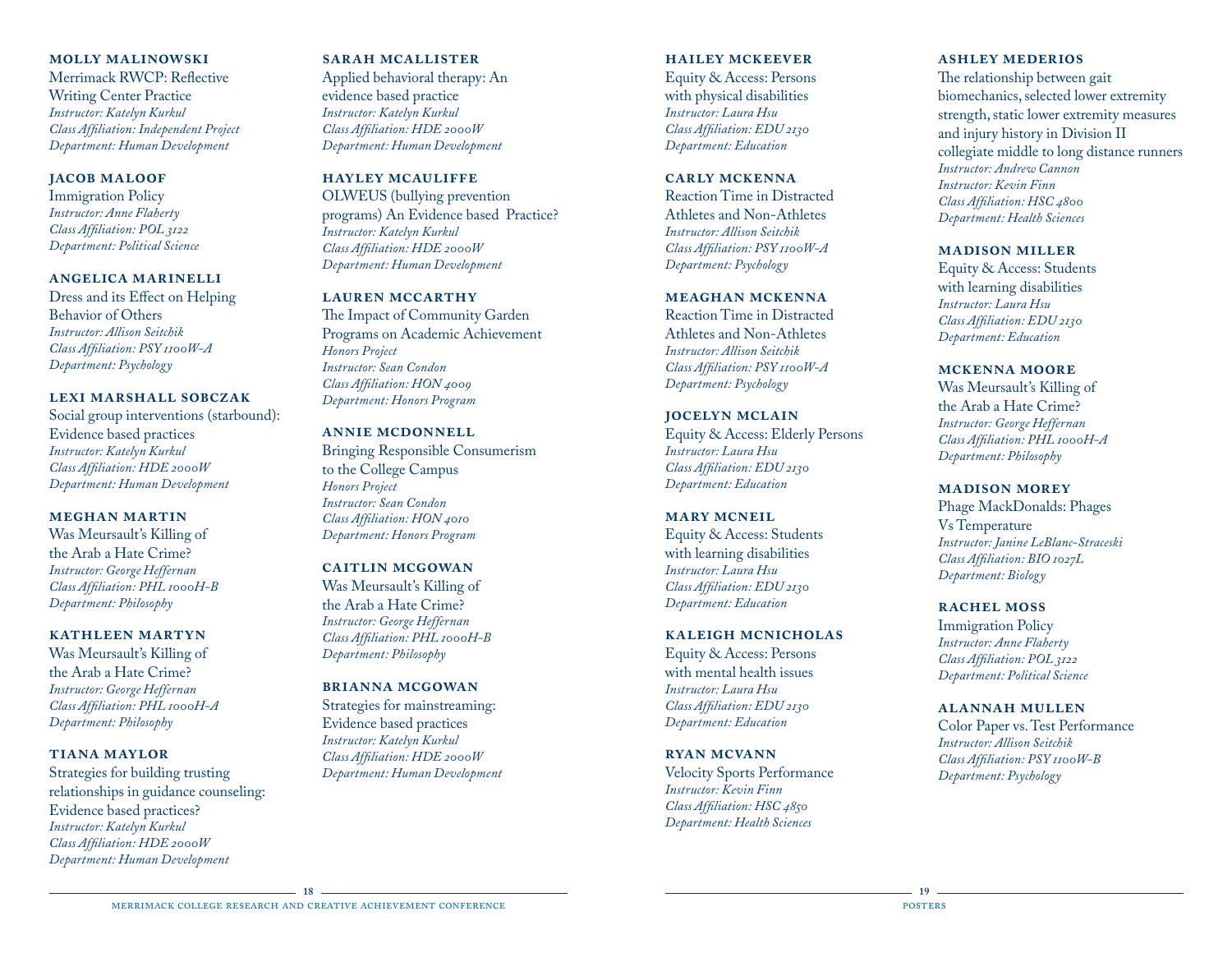**MOLLY MALINOWSKI**
Merrimack RWCP: Reflective Writing Center Practice
*Instructor: Katelyn Kurkul*
*Class Affiliation: Independent Project*
*Department: Human Development*

**JACOB MALOOF**
Immigration Policy
*Instructor: Anne Flaherty*
*Class Affiliation: POL 3122*
*Department: Political Science*

**ANGELICA MARINELLI**
Dress and its Effect on Helping Behavior of Others
*Instructor: Allison Seitchik*
*Class Affiliation: PSY 1100W-A*
*Department: Psychology*

**LEXI MARSHALL SOBCZAK**
Social group interventions (starbound): Evidence based practices
*Instructor: Katelyn Kurkul*
*Class Affiliation: HDE 2000W*
*Department: Human Development*

**MEGHAN MARTIN**
Was Meursault's Killing of the Arab a Hate Crime?
*Instructor: George Heffernan*
*Class Affiliation: PHL 1000H-B*
*Department: Philosophy*

**KATHLEEN MARTYN**
Was Meursault's Killing of the Arab a Hate Crime?
*Instructor: George Heffernan*
*Class Affiliation: PHL 1000H-A*
*Department: Philosophy*

**TIANA MAYLOR**
Strategies for building trusting relationships in guidance counseling: Evidence based practices?
*Instructor: Katelyn Kurkul*
*Class Affiliation: HDE 2000W*
*Department: Human Development*

**SARAH MCALLISTER**
Applied behavioral therapy: An evidence based practice
*Instructor: Katelyn Kurkul*
*Class Affiliation: HDE 2000W*
*Department: Human Development*

**HAYLEY MCAULIFFE**
OLWEUS (bullying prevention programs) An Evidence based Practice?
*Instructor: Katelyn Kurkul*
*Class Affiliation: HDE 2000W*
*Department: Human Development*

**LAUREN MCCARTHY**
The Impact of Community Garden Programs on Academic Achievement
*Honors Project*
*Instructor: Sean Condon*
*Class Affiliation: HON 4009*
*Department: Honors Program*

**ANNIE MCDONNELL**
Bringing Responsible Consumerism to the College Campus
*Honors Project*
*Instructor: Sean Condon*
*Class Affiliation: HON 4010*
*Department: Honors Program*

**CAITLIN MCGOWAN**
Was Meursault's Killing of the Arab a Hate Crime?
*Instructor: George Heffernan*
*Class Affiliation: PHL 1000H-B*
*Department: Philosophy*

**BRIANNA MCGOWAN**
Strategies for mainstreaming: Evidence based practices
*Instructor: Katelyn Kurkul*
*Class Affiliation: HDE 2000W*
*Department: Human Development*

**HAILEY MCKEEVER**
Equity & Access: Persons with physical disabilities
*Instructor: Laura Hsu*
*Class Affiliation: EDU 2130*
*Department: Education*

**CARLY MCKENNA**
Reaction Time in Distracted Athletes and Non-Athletes
*Instructor: Allison Seitchik*
*Class Affiliation: PSY 1100W-A*
*Department: Psychology*

**MEAGHAN MCKENNA**
Reaction Time in Distracted Athletes and Non-Athletes
*Instructor: Allison Seitchik*
*Class Affiliation: PSY 1100W-A*
*Department: Psychology*

**JOCELYN MCLAIN**
Equity & Access: Elderly Persons
*Instructor: Laura Hsu*
*Class Affiliation: EDU 2130*
*Department: Education*

**MARY MCNEIL**
Equity & Access: Students with learning disabilities
*Instructor: Laura Hsu*
*Class Affiliation: EDU 2130*
*Department: Education*

**KALEIGH MCNICHOLAS**
Equity & Access: Persons with mental health issues
*Instructor: Laura Hsu*
*Class Affiliation: EDU 2130*
*Department: Education*

**RYAN MCVANN**
Velocity Sports Performance
*Instructor: Kevin Finn*
*Class Affiliation: HSC 4850*
*Department: Health Sciences*

**ASHLEY MEDERIOS**
The relationship between gait biomechanics, selected lower extremity strength, static lower extremity measures and injury history in Division II collegiate middle to long distance runners
*Instructor: Andrew Cannon*
*Instructor: Kevin Finn*
*Class Affiliation: HSC 4800*
*Department: Health Sciences*

**MADISON MILLER**
Equity & Access: Students with learning disabilities
*Instructor: Laura Hsu*
*Class Affiliation: EDU 2130*
*Department: Education*

**MCKENNA MOORE**
Was Meursault's Killing of the Arab a Hate Crime?
*Instructor: George Heffernan*
*Class Affiliation: PHL 1000H-A*
*Department: Philosophy*

**MADISON MOREY**
Phage MackDonalds: Phages Vs Temperature
*Instructor: Janine LeBlanc-Straceski*
*Class Affiliation: BIO 1027L*
*Department: Biology*

**RACHEL MOSS**
Immigration Policy
*Instructor: Anne Flaherty*
*Class Affiliation: POL 3122*
*Department: Political Science*

**ALANNAH MULLEN**
Color Paper vs. Test Performance
*Instructor: Allison Seitchik*
*Class Affiliation: PSY 1100W-B*
*Department: Psychology*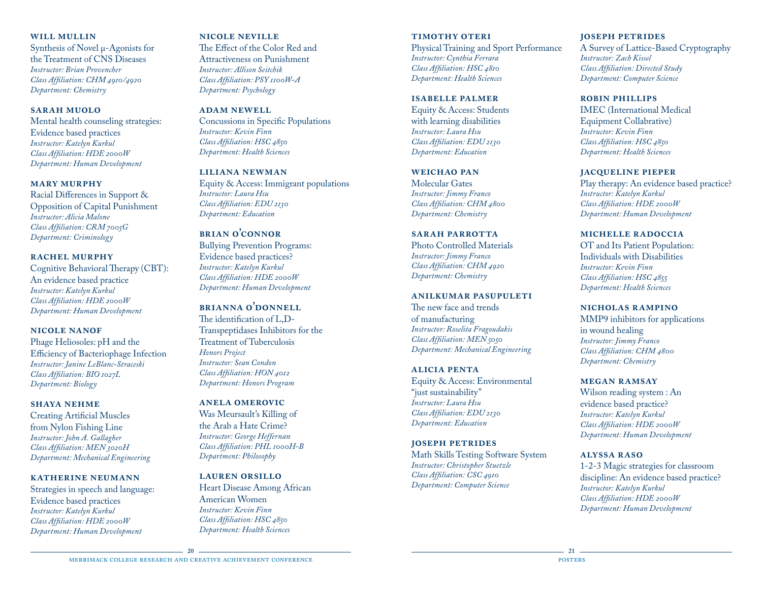#### WILL MULLIN

Synthesis of Novel μ-Agonists for the Treatment of CNS Diseases
*Instructor: Brian Provencher*
*Class Affiliation: CHM 4910/4920*
*Department: Chemistry*

#### SARAH MUOLO

Mental health counseling strategies: Evidence based practices
*Instructor: Katelyn Kurkul*
*Class Affiliation: HDE 2000W*
*Department: Human Development*

#### MARY MURPHY

Racial Differences in Support & Opposition of Capital Punishment
*Instructor: Alicia Malone*
*Class Affiliation: CRM 7005G*
*Department: Criminology*

#### RACHEL MURPHY

Cognitive Behavioral Therapy (CBT): An evidence based practice
*Instructor: Katelyn Kurkul*
*Class Affiliation: HDE 2000W*
*Department: Human Development*

#### NICOLE NANOF

Phage Heliosoles: pH and the Efficiency of Bacteriophage Infection
*Instructor: Janine LeBlanc-Straceski*
*Class Affiliation: BIO 1027L*
*Department: Biology*

#### SHAYA NEHME

Creating Artificial Muscles from Nylon Fishing Line
*Instructor: John A. Gallagher*
*Class Affiliation: MEN 3020H*
*Department: Mechanical Engineering*

#### KATHERINE NEUMANN

Strategies in speech and language: Evidence based practices
*Instructor: Katelyn Kurkul*
*Class Affiliation: HDE 2000W*
*Department: Human Development*

#### NICOLE NEVILLE

The Effect of the Color Red and Attractiveness on Punishment
*Instructor: Allison Seitchik*
*Class Affiliation: PSY 1100W-A*
*Department: Psychology*

#### ADAM NEWELL

Concussions in Specific Populations
*Instructor: Kevin Finn*
*Class Affiliation: HSC 4850*
*Department: Health Sciences*

#### LILIANA NEWMAN

Equity & Access: Immigrant populations
*Instructor: Laura Hsu*
*Class Affiliation: EDU 2130*
*Department: Education*

#### BRIAN O'CONNOR

Bullying Prevention Programs: Evidence based practices?
*Instructor: Katelyn Kurkul*
*Class Affiliation: HDE 2000W*
*Department: Human Development*

#### BRIANNA O'DONNELL

The identification of L,D-Transpeptidases Inhibitors for the Treatment of Tuberculosis
*Honors Project*
*Instructor: Sean Condon*
*Class Affiliation: HON 4012*
*Department: Honors Program*

#### ANELA OMEROVIC

Was Meursault's Killing of the Arab a Hate Crime?
*Instructor: George Heffernan*
*Class Affiliation: PHL 1000H-B*
*Department: Philosophy*

#### LAUREN ORSILLO

Heart Disease Among African American Women
*Instructor: Kevin Finn*
*Class Affiliation: HSC 4850*
*Department: Health Sciences*

#### TIMOTHY OTERI

Physical Training and Sport Performance
*Instructor: Cynthia Ferrara*
*Class Affiliation: HSC 4810*
*Department: Health Sciences*

#### ISABELLE PALMER

Equity & Access: Students with learning disabilities
*Instructor: Laura Hsu*
*Class Affiliation: EDU 2130*
*Department: Education*

#### WEICHAO PAN

Molecular Gates
*Instructor: Jimmy Franco*
*Class Affiliation: CHM 4800*
*Department: Chemistry*

#### SARAH PARROTTA

Photo Controlled Materials
*Instructor: Jimmy Franco*
*Class Affiliation: CHM 4920*
*Department: Chemistry*

#### ANILKUMAR PASUPULETI

The new face and trends of manufacturing
*Instructor: Roselita Fragoudakis*
*Class Affiliation: MEN 5050*
*Department: Mechanical Engineering*

#### ALICIA PENTA

Equity & Access: Environmental "just sustainability"
*Instructor: Laura Hsu*
*Class Affiliation: EDU 2130*
*Department: Education*

#### JOSEPH PETRIDES

Math Skills Testing Software System
*Instructor: Christopher Stuetzle*
*Class Affiliation: CSC 4910*
*Department: Computer Science*

#### JOSEPH PETRIDES

A Survey of Lattice-Based Cryptography
*Instructor: Zach Kissel*
*Class Affiliation: Directed Study*
*Department: Computer Science*

#### ROBIN PHILLIPS

IMEC (International Medical Equipment Collabrative)
*Instructor: Kevin Finn*
*Class Affiliation: HSC 4850*
*Department: Health Sciences*

#### JACQUELINE PIEPER

Play therapy: An evidence based practice?
*Instructor: Katelyn Kurkul*
*Class Affiliation: HDE 2000W*
*Department: Human Development*

#### MICHELLE RADOCCIA

OT and Its Patient Population: Individuals with Disabilities
*Instructor: Kevin Finn*
*Class Affiliation: HSC 4855*
*Department: Health Sciences*

#### NICHOLAS RAMPINO

MMP9 inhibitors for applications in wound healing
*Instructor: Jimmy Franco*
*Class Affiliation: CHM 4800*
*Department: Chemistry*

#### MEGAN RAMSAY

Wilson reading system : An evidence based practice?
*Instructor: Katelyn Kurkul*
*Class Affiliation: HDE 2000W*
*Department: Human Development*

#### ALYSSA RASO

1-2-3 Magic strategies for classroom discipline: An evidence based practice?
*Instructor: Katelyn Kurkul*
*Class Affiliation: HDE 2000W*
*Department: Human Development*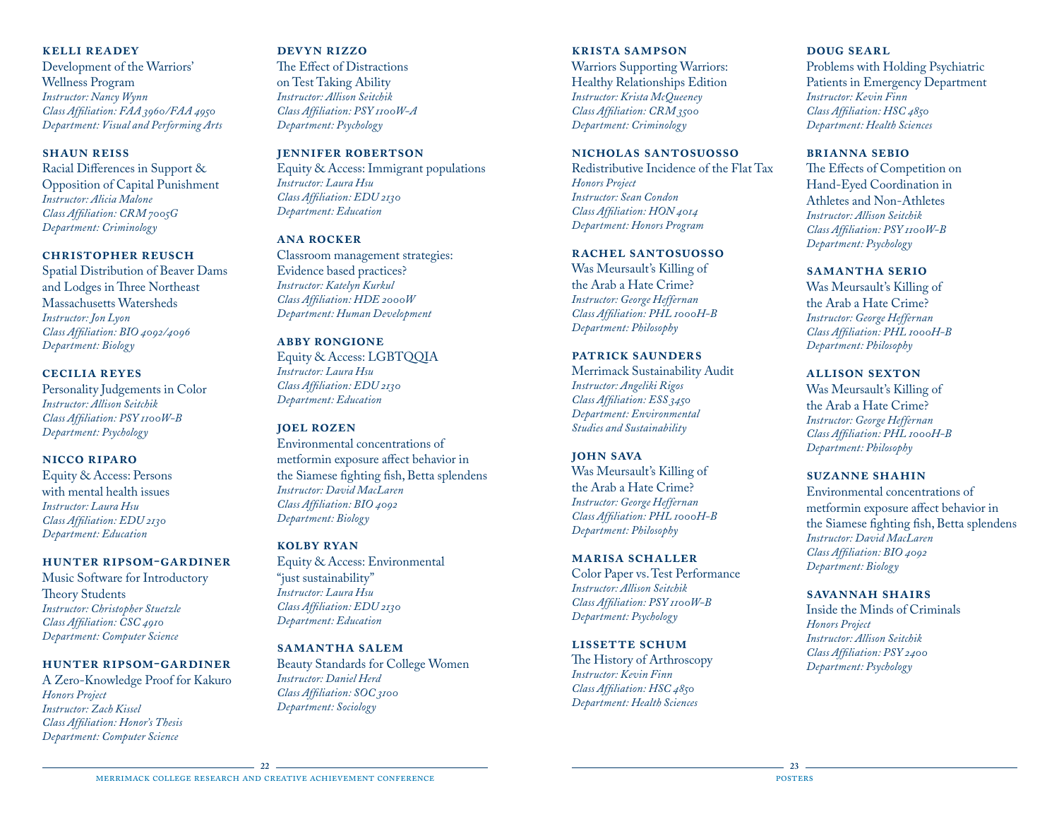**KELLI READEY**
Development of the Warriors' Wellness Program
*Instructor: Nancy Wynn*
*Class Affiliation: FAA 3960/FAA 4950*
*Department: Visual and Performing Arts*

**SHAUN REISS**
Racial Differences in Support & Opposition of Capital Punishment
*Instructor: Alicia Malone*
*Class Affiliation: CRM 7005G*
*Department: Criminology*

**CHRISTOPHER REUSCH**
Spatial Distribution of Beaver Dams and Lodges in Three Northeast Massachusetts Watersheds
*Instructor: Jon Lyon*
*Class Affiliation: BIO 4092/4096*
*Department: Biology*

**CECILIA REYES**
Personality Judgements in Color
*Instructor: Allison Seitchik*
*Class Affiliation: PSY 1100W-B*
*Department: Psychology*

**NICCO RIPARO**
Equity & Access: Persons with mental health issues
*Instructor: Laura Hsu*
*Class Affiliation: EDU 2130*
*Department: Education*

**HUNTER RIPSOM-GARDINER**
Music Software for Introductory Theory Students
*Instructor: Christopher Stuetzle*
*Class Affiliation: CSC 4910*
*Department: Computer Science*

**HUNTER RIPSOM-GARDINER**
A Zero-Knowledge Proof for Kakuro
*Honors Project*
*Instructor: Zach Kissel*
*Class Affiliation: Honor's Thesis*
*Department: Computer Science*

**DEVYN RIZZO**
The Effect of Distractions on Test Taking Ability
*Instructor: Allison Seitchik*
*Class Affiliation: PSY 1100W-A*
*Department: Psychology*

**JENNIFER ROBERTSON**
Equity & Access: Immigrant populations
*Instructor: Laura Hsu*
*Class Affiliation: EDU 2130*
*Department: Education*

**ANA ROCKER**
Classroom management strategies: Evidence based practices?
*Instructor: Katelyn Kurkul*
*Class Affiliation: HDE 2000W*
*Department: Human Development*

**ABBY RONGIONE**
Equity & Access: LGBTQQIA
*Instructor: Laura Hsu*
*Class Affiliation: EDU 2130*
*Department: Education*

**JOEL ROZEN**
Environmental concentrations of metformin exposure affect behavior in the Siamese fighting fish, Betta splendens
*Instructor: David MacLaren*
*Class Affiliation: BIO 4092*
*Department: Biology*

**KOLBY RYAN**
Equity & Access: Environmental "just sustainability"
*Instructor: Laura Hsu*
*Class Affiliation: EDU 2130*
*Department: Education*

**SAMANTHA SALEM**
Beauty Standards for College Women
*Instructor: Daniel Herd*
*Class Affiliation: SOC 3100*
*Department: Sociology*

**KRISTA SAMPSON**
Warriors Supporting Warriors: Healthy Relationships Edition
*Instructor: Krista McQueeney*
*Class Affiliation: CRM 3500*
*Department: Criminology*

**NICHOLAS SANTOSUOSSO**
Redistributive Incidence of the Flat Tax
*Honors Project*
*Instructor: Sean Condon*
*Class Affiliation: HON 4014*
*Department: Honors Program*

**RACHEL SANTOSUOSSO**
Was Meursault's Killing of the Arab a Hate Crime?
*Instructor: George Heffernan*
*Class Affiliation: PHL 1000H-B*
*Department: Philosophy*

**PATRICK SAUNDERS**
Merrimack Sustainability Audit
*Instructor: Angeliki Rigos*
*Class Affiliation: ESS 3450*
*Department: Environmental Studies and Sustainability*

**JOHN SAVA**
Was Meursault's Killing of the Arab a Hate Crime?
*Instructor: George Heffernan*
*Class Affiliation: PHL 1000H-B*
*Department: Philosophy*

**MARISA SCHALLER**
Color Paper vs. Test Performance
*Instructor: Allison Seitchik*
*Class Affiliation: PSY 1100W-B*
*Department: Psychology*

**LISSETTE SCHUM**
The History of Arthroscopy
*Instructor: Kevin Finn*
*Class Affiliation: HSC 4850*
*Department: Health Sciences*

**DOUG SEARL**
Problems with Holding Psychiatric Patients in Emergency Department
*Instructor: Kevin Finn*
*Class Affiliation: HSC 4850*
*Department: Health Sciences*

**BRIANNA SEBIO**
The Effects of Competition on Hand-Eyed Coordination in Athletes and Non-Athletes
*Instructor: Allison Seitchik*
*Class Affiliation: PSY 1100W-B*
*Department: Psychology*

**SAMANTHA SERIO**
Was Meursault's Killing of the Arab a Hate Crime?
*Instructor: George Heffernan*
*Class Affiliation: PHL 1000H-B*
*Department: Philosophy*

**ALLISON SEXTON**
Was Meursault's Killing of the Arab a Hate Crime?
*Instructor: George Heffernan*
*Class Affiliation: PHL 1000H-B*
*Department: Philosophy*

**SUZANNE SHAHIN**
Environmental concentrations of metformin exposure affect behavior in the Siamese fighting fish, Betta splendens
*Instructor: David MacLaren*
*Class Affiliation: BIO 4092*
*Department: Biology*

**SAVANNAH SHAIRS**
Inside the Minds of Criminals
*Honors Project*
*Instructor: Allison Seitchik*
*Class Affiliation: PSY 2400*
*Department: Psychology*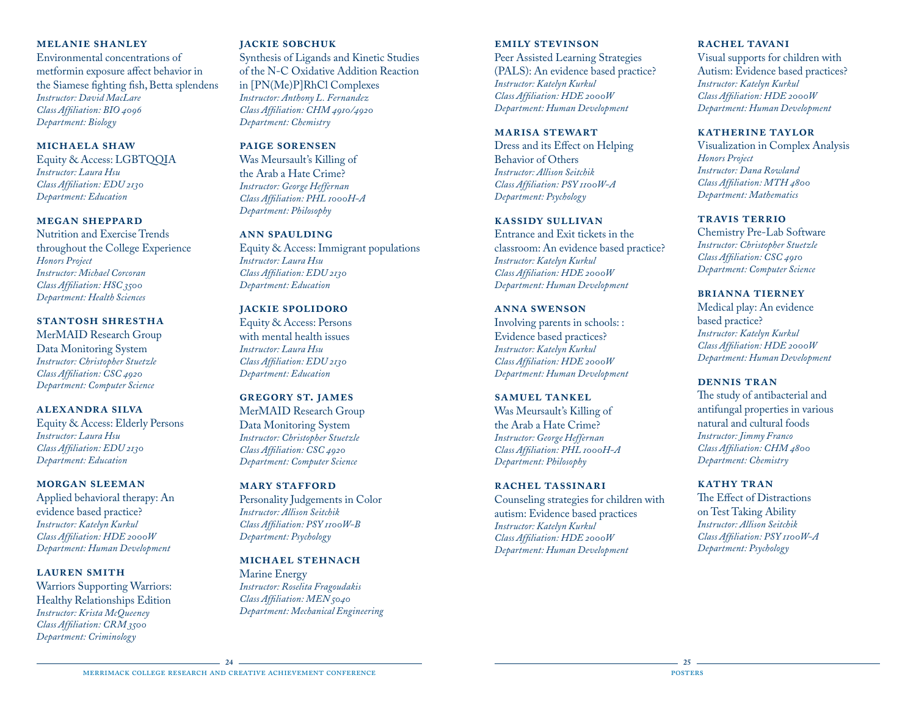**MELANIE SHANLEY**
Environmental concentrations of metformin exposure affect behavior in the Siamese fighting fish, Betta splendens
*Instructor: David MacLare*
*Class Affiliation: BIO 4096*
*Department: Biology*

**MICHAELA SHAW**
Equity & Access: LGBTQQIA
*Instructor: Laura Hsu*
*Class Affiliation: EDU 2130*
*Department: Education*

**MEGAN SHEPPARD**
Nutrition and Exercise Trends throughout the College Experience
*Honors Project*
*Instructor: Michael Corcoran*
*Class Affiliation: HSC 3500*
*Department: Health Sciences*

**STANTOSH SHRESTHA**
MerMAID Research Group Data Monitoring System
*Instructor: Christopher Stuetzle*
*Class Affiliation: CSC 4920*
*Department: Computer Science*

**ALEXANDRA SILVA**
Equity & Access: Elderly Persons
*Instructor: Laura Hsu*
*Class Affiliation: EDU 2130*
*Department: Education*

**MORGAN SLEEMAN**
Applied behavioral therapy: An evidence based practice?
*Instructor: Katelyn Kurkul*
*Class Affiliation: HDE 2000W*
*Department: Human Development*

**LAUREN SMITH**
Warriors Supporting Warriors: Healthy Relationships Edition
*Instructor: Krista McQueeney*
*Class Affiliation: CRM 3500*
*Department: Criminology*

**JACKIE SOBCHUK**
Synthesis of Ligands and Kinetic Studies of the N-C Oxidative Addition Reaction in [PN(Me)P]RhCl Complexes
*Instructor: Anthony L. Fernandez*
*Class Affiliation: CHM 4910/4920*
*Department: Chemistry*

**PAIGE SORENSEN**
Was Meursault's Killing of the Arab a Hate Crime?
*Instructor: George Heffernan*
*Class Affiliation: PHL 1000H-A*
*Department: Philosophy*

**ANN SPAULDING**
Equity & Access: Immigrant populations
*Instructor: Laura Hsu*
*Class Affiliation: EDU 2130*
*Department: Education*

**JACKIE SPOLIDORO**
Equity & Access: Persons with mental health issues
*Instructor: Laura Hsu*
*Class Affiliation: EDU 2130*
*Department: Education*

**GREGORY ST. JAMES**
MerMAID Research Group Data Monitoring System
*Instructor: Christopher Stuetzle*
*Class Affiliation: CSC 4920*
*Department: Computer Science*

**MARY STAFFORD**
Personality Judgements in Color
*Instructor: Allison Seitchik*
*Class Affiliation: PSY 1100W-B*
*Department: Psychology*

**MICHAEL STEHNACH**
Marine Energy
*Instructor: Roselita Fragoudakis*
*Class Affiliation: MEN 5040*
*Department: Mechanical Engineering*

**EMILY STEVINSON**
Peer Assisted Learning Strategies (PALS): An evidence based practice?
*Instructor: Katelyn Kurkul*
*Class Affiliation: HDE 2000W*
*Department: Human Development*

**MARISA STEWART**
Dress and its Effect on Helping Behavior of Others
*Instructor: Allison Seitchik*
*Class Affiliation: PSY 1100W-A*
*Department: Psychology*

**KASSIDY SULLIVAN**
Entrance and Exit tickets in the classroom: An evidence based practice?
*Instructor: Katelyn Kurkul*
*Class Affiliation: HDE 2000W*
*Department: Human Development*

**ANNA SWENSON**
Involving parents in schools: : Evidence based practices?
*Instructor: Katelyn Kurkul*
*Class Affiliation: HDE 2000W*
*Department: Human Development*

**SAMUEL TANKEL**
Was Meursault's Killing of the Arab a Hate Crime?
*Instructor: George Heffernan*
*Class Affiliation: PHL 1000H-A*
*Department: Philosophy*

**RACHEL TASSINARI**
Counseling strategies for children with autism: Evidence based practices
*Instructor: Katelyn Kurkul*
*Class Affiliation: HDE 2000W*
*Department: Human Development*

**RACHEL TAVANI**
Visual supports for children with Autism: Evidence based practices?
*Instructor: Katelyn Kurkul*
*Class Affiliation: HDE 2000W*
*Department: Human Development*

**KATHERINE TAYLOR**
Visualization in Complex Analysis
*Honors Project*
*Instructor: Dana Rowland*
*Class Affiliation: MTH 4800*
*Department: Mathematics*

**TRAVIS TERRIO**
Chemistry Pre-Lab Software
*Instructor: Christopher Stuetzle*
*Class Affiliation: CSC 4910*
*Department: Computer Science*

**BRIANNA TIERNEY**
Medical play: An evidence based practice?
*Instructor: Katelyn Kurkul*
*Class Affiliation: HDE 2000W*
*Department: Human Development*

**DENNIS TRAN**
The study of antibacterial and antifungal properties in various natural and cultural foods
*Instructor: Jimmy Franco*
*Class Affiliation: CHM 4800*
*Department: Chemistry*

**KATHY TRAN**
The Effect of Distractions on Test Taking Ability
*Instructor: Allison Seitchik*
*Class Affiliation: PSY 1100W-A*
*Department: Psychology*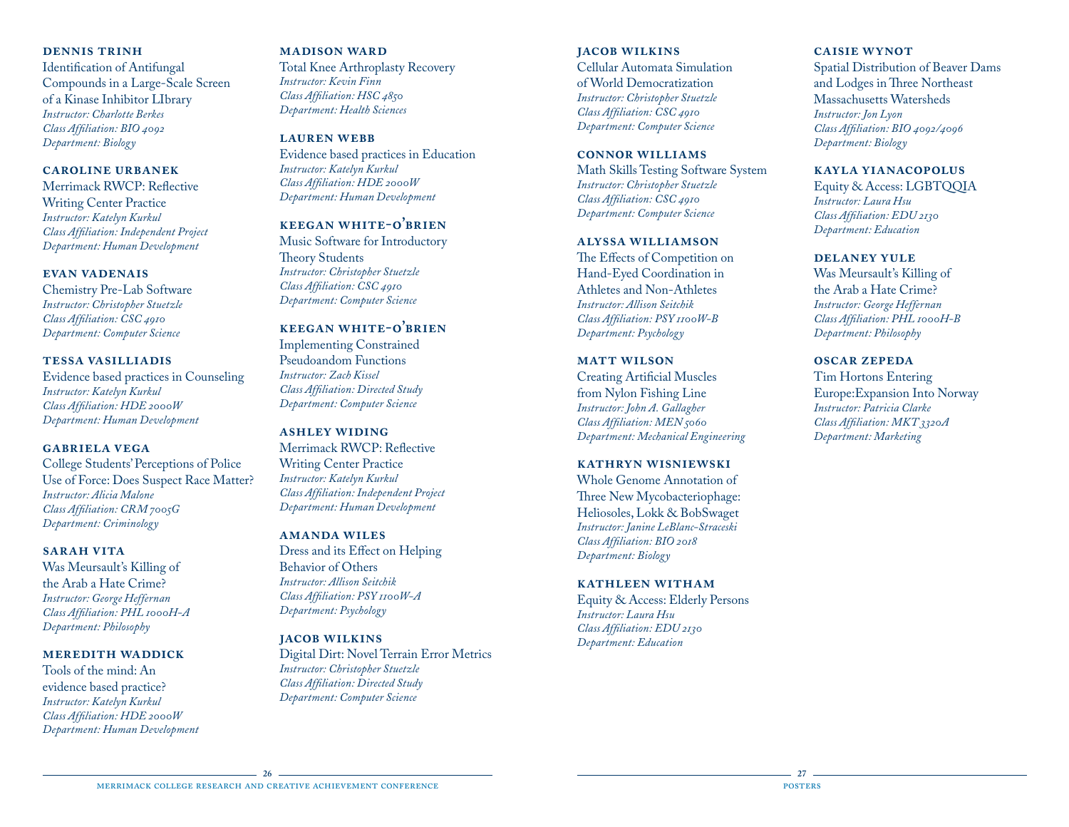#### DENNIS TRINH

Identification of Antifungal Compounds in a Large-Scale Screen of a Kinase Inhibitor LIbrary
*Instructor: Charlotte Berkes*
*Class Affiliation: BIO 4092*
*Department: Biology*

#### CAROLINE URBANEK

Merrimack RWCP: Reflective Writing Center Practice
*Instructor: Katelyn Kurkul*
*Class Affiliation: Independent Project*
*Department: Human Development*

#### EVAN VADENAIS

Chemistry Pre-Lab Software
*Instructor: Christopher Stuetzle*
*Class Affiliation: CSC 4910*
*Department: Computer Science*

#### TESSA VASILLIADIS

Evidence based practices in Counseling
*Instructor: Katelyn Kurkul*
*Class Affiliation: HDE 2000W*
*Department: Human Development*

#### GABRIELA VEGA

College Students' Perceptions of Police Use of Force: Does Suspect Race Matter?
*Instructor: Alicia Malone*
*Class Affiliation: CRM 7005G*
*Department: Criminology*

#### SARAH VITA

Was Meursault's Killing of the Arab a Hate Crime?
*Instructor: George Heffernan*
*Class Affiliation: PHL 1000H-A*
*Department: Philosophy*

#### MEREDITH WADDICK

Tools of the mind: An evidence based practice?
*Instructor: Katelyn Kurkul*
*Class Affiliation: HDE 2000W*
*Department: Human Development*

#### MADISON WARD

Total Knee Arthroplasty Recovery
*Instructor: Kevin Finn*
*Class Affiliation: HSC 4850*
*Department: Health Sciences*

#### LAUREN WEBB

Evidence based practices in Education
*Instructor: Katelyn Kurkul*
*Class Affiliation: HDE 2000W*
*Department: Human Development*

#### KEEGAN WHITE-O'BRIEN

Music Software for Introductory Theory Students
*Instructor: Christopher Stuetzle*
*Class Affiliation: CSC 4910*
*Department: Computer Science*

#### KEEGAN WHITE-O'BRIEN

Implementing Constrained Pseudoandom Functions
*Instructor: Zach Kissel*
*Class Affiliation: Directed Study*
*Department: Computer Science*

#### ASHLEY WIDING

Merrimack RWCP: Reflective Writing Center Practice
*Instructor: Katelyn Kurkul*
*Class Affiliation: Independent Project*
*Department: Human Development*

#### AMANDA WILES

Dress and its Effect on Helping Behavior of Others
*Instructor: Allison Seitchik*
*Class Affiliation: PSY 1100W-A*
*Department: Psychology*

#### JACOB WILKINS

Digital Dirt: Novel Terrain Error Metrics
*Instructor: Christopher Stuetzle*
*Class Affiliation: Directed Study*
*Department: Computer Science*

#### JACOB WILKINS

Cellular Automata Simulation of World Democratization
*Instructor: Christopher Stuetzle*
*Class Affiliation: CSC 4910*
*Department: Computer Science*

#### CONNOR WILLIAMS

Math Skills Testing Software System
*Instructor: Christopher Stuetzle*
*Class Affiliation: CSC 4910*
*Department: Computer Science*

#### ALYSSA WILLIAMSON

The Effects of Competition on Hand-Eyed Coordination in Athletes and Non-Athletes
*Instructor: Allison Seitchik*
*Class Affiliation: PSY 1100W-B*
*Department: Psychology*

#### MATT WILSON

Creating Artificial Muscles from Nylon Fishing Line
*Instructor: John A. Gallagher*
*Class Affiliation: MEN 5060*
*Department: Mechanical Engineering*

#### KATHRYN WISNIEWSKI

Whole Genome Annotation of Three New Mycobacteriophage: Heliosoles, Lokk & BobSwaget
*Instructor: Janine LeBlanc-Straceski*
*Class Affiliation: BIO 2018*
*Department: Biology*

#### KATHLEEN WITHAM

Equity & Access: Elderly Persons
*Instructor: Laura Hsu*
*Class Affiliation: EDU 2130*
*Department: Education*

#### CAISIE WYNOT

Spatial Distribution of Beaver Dams and Lodges in Three Northeast Massachusetts Watersheds
*Instructor: Jon Lyon*
*Class Affiliation: BIO 4092/4096*
*Department: Biology*

#### KAYLA YIANACOPOLUS

Equity & Access: LGBTQQIA
*Instructor: Laura Hsu*
*Class Affiliation: EDU 2130*
*Department: Education*

#### DELANEY YULE

Was Meursault's Killing of the Arab a Hate Crime?
*Instructor: George Heffernan*
*Class Affiliation: PHL 1000H-B*
*Department: Philosophy*

#### OSCAR ZEPEDA

Tim Hortons Entering Europe:Expansion Into Norway
*Instructor: Patricia Clarke*
*Class Affiliation: MKT 3320A*
*Department: Marketing*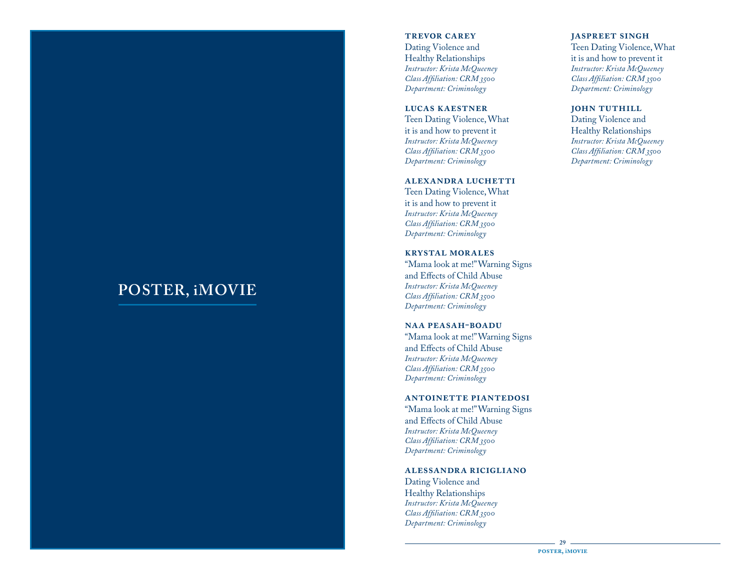# POSTER, iMOVIE

**TREVOR CAREY**
Dating Violence and Healthy Relationships
*Instructor: Krista McQueeney*
*Class Affiliation: CRM 3500*
*Department: Criminology*

**LUCAS KAESTNER**
Teen Dating Violence, What it is and how to prevent it
*Instructor: Krista McQueeney*
*Class Affiliation: CRM 3500*
*Department: Criminology*

**ALEXANDRA LUCHETTI**
Teen Dating Violence, What it is and how to prevent it
*Instructor: Krista McQueeney*
*Class Affiliation: CRM 3500*
*Department: Criminology*

**KRYSTAL MORALES**
"Mama look at me!" Warning Signs and Effects of Child Abuse
*Instructor: Krista McQueeney*
*Class Affiliation: CRM 3500*
*Department: Criminology*

**NAA PEASAH-BOADU**
"Mama look at me!" Warning Signs and Effects of Child Abuse
*Instructor: Krista McQueeney*
*Class Affiliation: CRM 3500*
*Department: Criminology*

**ANTOINETTE PIANTEDOSI**
"Mama look at me!" Warning Signs and Effects of Child Abuse
*Instructor: Krista McQueeney*
*Class Affiliation: CRM 3500*
*Department: Criminology*

**ALESSANDRA RICIGLIANO**
Dating Violence and Healthy Relationships
*Instructor: Krista McQueeney*
*Class Affiliation: CRM 3500*
*Department: Criminology*

**JASPREET SINGH**
Teen Dating Violence, What it is and how to prevent it
*Instructor: Krista McQueeney*
*Class Affiliation: CRM 3500*
*Department: Criminology*

**JOHN TUTHILL**
Dating Violence and Healthy Relationships
*Instructor: Krista McQueeney*
*Class Affiliation: CRM 3500*
*Department: Criminology*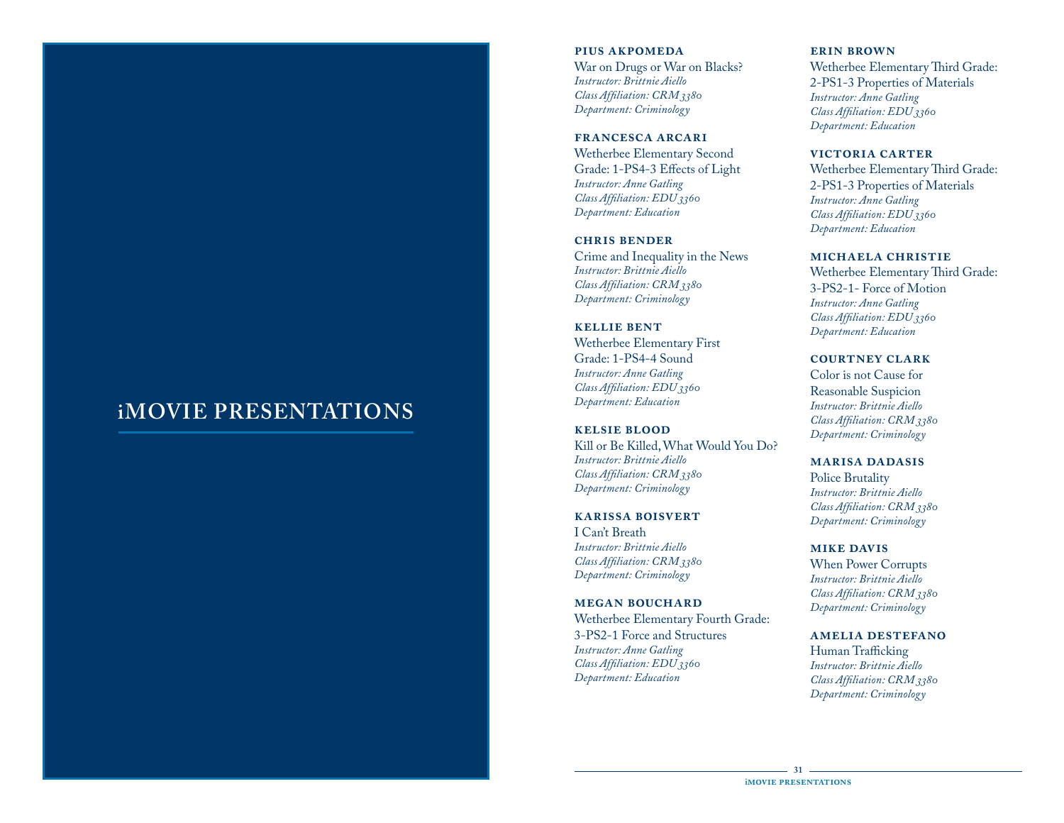# iMOVIE PRESENTATIONS

**PIUS AKPOMEDA**
War on Drugs or War on Blacks?
*Instructor: Brittnie Aiello*
*Class Affiliation: CRM 3380*
*Department: Criminology*

**FRANCESCA ARCARI**
Wetherbee Elementary Second Grade: 1-PS4-3 Effects of Light
*Instructor: Anne Gatling*
*Class Affiliation: EDU 3360*
*Department: Education*

**CHRIS BENDER**
Crime and Inequality in the News
*Instructor: Brittnie Aiello*
*Class Affiliation: CRM 3380*
*Department: Criminology*

**KELLIE BENT**
Wetherbee Elementary First Grade: 1-PS4-4 Sound
*Instructor: Anne Gatling*
*Class Affiliation: EDU 3360*
*Department: Education*

**KELSIE BLOOD**
Kill or Be Killed, What Would You Do?
*Instructor: Brittnie Aiello*
*Class Affiliation: CRM 3380*
*Department: Criminology*

**KARISSA BOISVERT**
I Can't Breath
*Instructor: Brittnie Aiello*
*Class Affiliation: CRM 3380*
*Department: Criminology*

**MEGAN BOUCHARD**
Wetherbee Elementary Fourth Grade: 3-PS2-1 Force and Structures
*Instructor: Anne Gatling*
*Class Affiliation: EDU 3360*
*Department: Education*

**ERIN BROWN**
Wetherbee Elementary Third Grade: 2-PS1-3 Properties of Materials
*Instructor: Anne Gatling*
*Class Affiliation: EDU 3360*
*Department: Education*

**VICTORIA CARTER**
Wetherbee Elementary Third Grade: 2-PS1-3 Properties of Materials
*Instructor: Anne Gatling*
*Class Affiliation: EDU 3360*
*Department: Education*

**MICHAELA CHRISTIE**
Wetherbee Elementary Third Grade: 3-PS2-1- Force of Motion
*Instructor: Anne Gatling*
*Class Affiliation: EDU 3360*
*Department: Education*

**COURTNEY CLARK**
Color is not Cause for Reasonable Suspicion
*Instructor: Brittnie Aiello*
*Class Affiliation: CRM 3380*
*Department: Criminology*

**MARISA DADASIS**
Police Brutality
*Instructor: Brittnie Aiello*
*Class Affiliation: CRM 3380*
*Department: Criminology*

**MIKE DAVIS**
When Power Corrupts
*Instructor: Brittnie Aiello*
*Class Affiliation: CRM 3380*
*Department: Criminology*

**AMELIA DESTEFANO**
Human Trafficking
*Instructor: Brittnie Aiello*
*Class Affiliation: CRM 3380*
*Department: Criminology*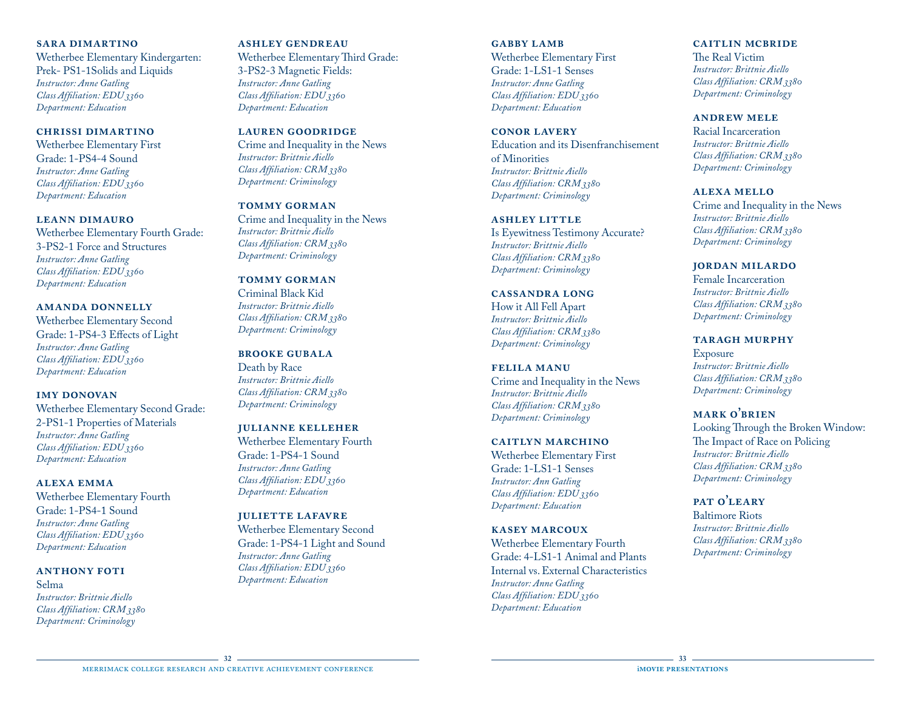**SARA DIMARTINO**
Wetherbee Elementary Kindergarten: Prek- PS1-1Solids and Liquids
*Instructor: Anne Gatling*
*Class Affiliation: EDU 3360*
*Department: Education*

**CHRISSI DIMARTINO**
Wetherbee Elementary First Grade: 1-PS4-4 Sound
*Instructor: Anne Gatling*
*Class Affiliation: EDU 3360*
*Department: Education*

**LEANN DIMAURO**
Wetherbee Elementary Fourth Grade: 3-PS2-1 Force and Structures
*Instructor: Anne Gatling*
*Class Affiliation: EDU 3360*
*Department: Education*

**AMANDA DONNELLY**
Wetherbee Elementary Second Grade: 1-PS4-3 Effects of Light
*Instructor: Anne Gatling*
*Class Affiliation: EDU 3360*
*Department: Education*

**IMY DONOVAN**
Wetherbee Elementary Second Grade: 2-PS1-1 Properties of Materials
*Instructor: Anne Gatling*
*Class Affiliation: EDU 3360*
*Department: Education*

**ALEXA EMMA**
Wetherbee Elementary Fourth Grade: 1-PS4-1 Sound
*Instructor: Anne Gatling*
*Class Affiliation: EDU 3360*
*Department: Education*

**ANTHONY FOTI**
Selma
*Instructor: Brittnie Aiello*
*Class Affiliation: CRM 3380*
*Department: Criminology*

**ASHLEY GENDREAU**
Wetherbee Elementary Third Grade: 3-PS2-3 Magnetic Fields:
*Instructor: Anne Gatling*
*Class Affiliation: EDU 3360*
*Department: Education*

**LAUREN GOODRIDGE**
Crime and Inequality in the News
*Instructor: Brittnie Aiello*
*Class Affiliation: CRM 3380*
*Department: Criminology*

**TOMMY GORMAN**
Crime and Inequality in the News
*Instructor: Brittnie Aiello*
*Class Affiliation: CRM 3380*
*Department: Criminology*

**TOMMY GORMAN**
Criminal Black Kid
*Instructor: Brittnie Aiello*
*Class Affiliation: CRM 3380*
*Department: Criminology*

**BROOKE GUBALA**
Death by Race
*Instructor: Brittnie Aiello*
*Class Affiliation: CRM 3380*
*Department: Criminology*

**JULIANNE KELLEHER**
Wetherbee Elementary Fourth Grade: 1-PS4-1 Sound
*Instructor: Anne Gatling*
*Class Affiliation: EDU 3360*
*Department: Education*

**JULIETTE LAFAVRE**
Wetherbee Elementary Second Grade: 1-PS4-1 Light and Sound
*Instructor: Anne Gatling*
*Class Affiliation: EDU 3360*
*Department: Education*

**GABBY LAMB**
Wetherbee Elementary First Grade: 1-LS1-1 Senses
*Instructor: Anne Gatling*
*Class Affiliation: EDU 3360*
*Department: Education*

**CONOR LAVERY**
Education and its Disenfranchisement of Minorities
*Instructor: Brittnie Aiello*
*Class Affiliation: CRM 3380*
*Department: Criminology*

**ASHLEY LITTLE**
Is Eyewitness Testimony Accurate?
*Instructor: Brittnie Aiello*
*Class Affiliation: CRM 3380*
*Department: Criminology*

**CASSANDRA LONG**
How it All Fell Apart
*Instructor: Brittnie Aiello*
*Class Affiliation: CRM 3380*
*Department: Criminology*

**FELILA MANU**
Crime and Inequality in the News
*Instructor: Brittnie Aiello*
*Class Affiliation: CRM 3380*
*Department: Criminology*

**CAITLYN MARCHINO**
Wetherbee Elementary First Grade: 1-LS1-1 Senses
*Instructor: Ann Gatling*
*Class Affiliation: EDU 3360*
*Department: Education*

**KASEY MARCOUX**
Wetherbee Elementary Fourth Grade: 4-LS1-1 Animal and Plants Internal vs. External Characteristics
*Instructor: Anne Gatling*
*Class Affiliation: EDU 3360*
*Department: Education*

**CAITLIN MCBRIDE**
The Real Victim
*Instructor: Brittnie Aiello*
*Class Affiliation: CRM 3380*
*Department: Criminology*

**ANDREW MELE**
Racial Incarceration
*Instructor: Brittnie Aiello*
*Class Affiliation: CRM 3380*
*Department: Criminology*

**ALEXA MELLO**
Crime and Inequality in the News
*Instructor: Brittnie Aiello*
*Class Affiliation: CRM 3380*
*Department: Criminology*

**JORDAN MILARDO**
Female Incarceration
*Instructor: Brittnie Aiello*
*Class Affiliation: CRM 3380*
*Department: Criminology*

**TARAGH MURPHY**
Exposure
*Instructor: Brittnie Aiello*
*Class Affiliation: CRM 3380*
*Department: Criminology*

**MARK O'BRIEN**
Looking Through the Broken Window: The Impact of Race on Policing
*Instructor: Brittnie Aiello*
*Class Affiliation: CRM 3380*
*Department: Criminology*

**PAT O'LEARY**
Baltimore Riots
*Instructor: Brittnie Aiello*
*Class Affiliation: CRM 3380*
*Department: Criminology*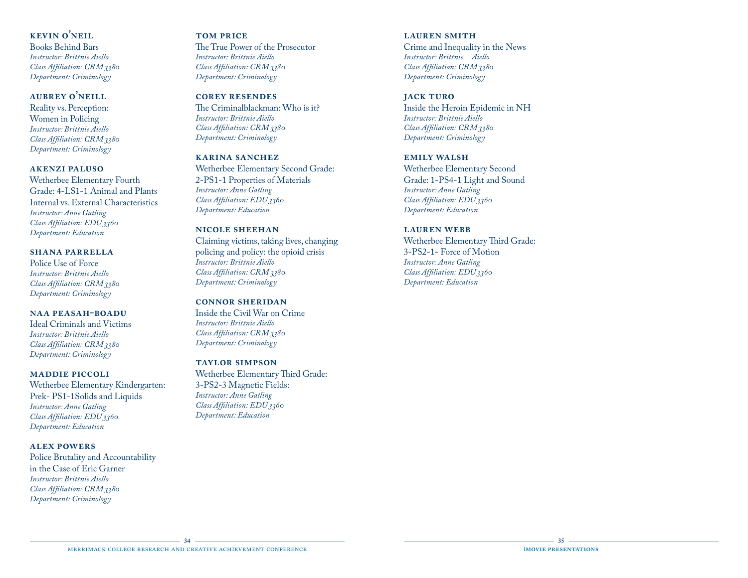### KEVIN O'NEIL

Books Behind Bars
*Instructor: Brittnie Aiello*
*Class Affiliation: CRM 3380*
*Department: Criminology*

### AUBREY O'NEILL

Reality vs. Perception:
Women in Policing
*Instructor: Brittnie Aiello*
*Class Affiliation: CRM 3380*
*Department: Criminology*

### AKENZI PALUSO

Wetherbee Elementary Fourth Grade: 4-LS1-1 Animal and Plants Internal vs. External Characteristics
*Instructor: Anne Gatling*
*Class Affiliation: EDU 3360*
*Department: Education*

### SHANA PARRELLA

Police Use of Force
*Instructor: Brittnie Aiello*
*Class Affiliation: CRM 3380*
*Department: Criminology*

### NAA PEASAH-BOADU

Ideal Criminals and Victims
*Instructor: Brittnie Aiello*
*Class Affiliation: CRM 3380*
*Department: Criminology*

### MADDIE PICCOLI

Wetherbee Elementary Kindergarten: Prek- PS1-1Solids and Liquids
*Instructor: Anne Gatling*
*Class Affiliation: EDU 3360*
*Department: Education*

### ALEX POWERS

Police Brutality and Accountability in the Case of Eric Garner
*Instructor: Brittnie Aiello*
*Class Affiliation: CRM 3380*
*Department: Criminology*

### TOM PRICE

The True Power of the Prosecutor
*Instructor: Brittnie Aiello*
*Class Affiliation: CRM 3380*
*Department: Criminology*

### COREY RESENDES

The Criminalblackman: Who is it?
*Instructor: Brittnie Aiello*
*Class Affiliation: CRM 3380*
*Department: Criminology*

### KARINA SANCHEZ

Wetherbee Elementary Second Grade: 2-PS1-1 Properties of Materials
*Instructor: Anne Gatling*
*Class Affiliation: EDU 3360*
*Department: Education*

### NICOLE SHEEHAN

Claiming victims, taking lives, changing policing and policy: the opioid crisis
*Instructor: Brittnie Aiello*
*Class Affiliation: CRM 3380*
*Department: Criminology*

### CONNOR SHERIDAN

Inside the Civil War on Crime
*Instructor: Brittnie Aiello*
*Class Affiliation: CRM 3380*
*Department: Criminology*

### TAYLOR SIMPSON

Wetherbee Elementary Third Grade: 3-PS2-3 Magnetic Fields:
*Instructor: Anne Gatling*
*Class Affiliation: EDU 3360*
*Department: Education*

### LAUREN SMITH

Crime and Inequality in the News
*Instructor: Brittnie Aiello*
*Class Affiliation: CRM 3380*
*Department: Criminology*

### JACK TURO

Inside the Heroin Epidemic in NH
*Instructor: Brittnie Aiello*
*Class Affiliation: CRM 3380*
*Department: Criminology*

### EMILY WALSH

Wetherbee Elementary Second Grade: 1-PS4-1 Light and Sound
*Instructor: Anne Gatling*
*Class Affiliation: EDU 3360*
*Department: Education*

### LAUREN WEBB

Wetherbee Elementary Third Grade: 3-PS2-1- Force of Motion
*Instructor: Anne Gatling*
*Class Affiliation: EDU 3360*
*Department: Education*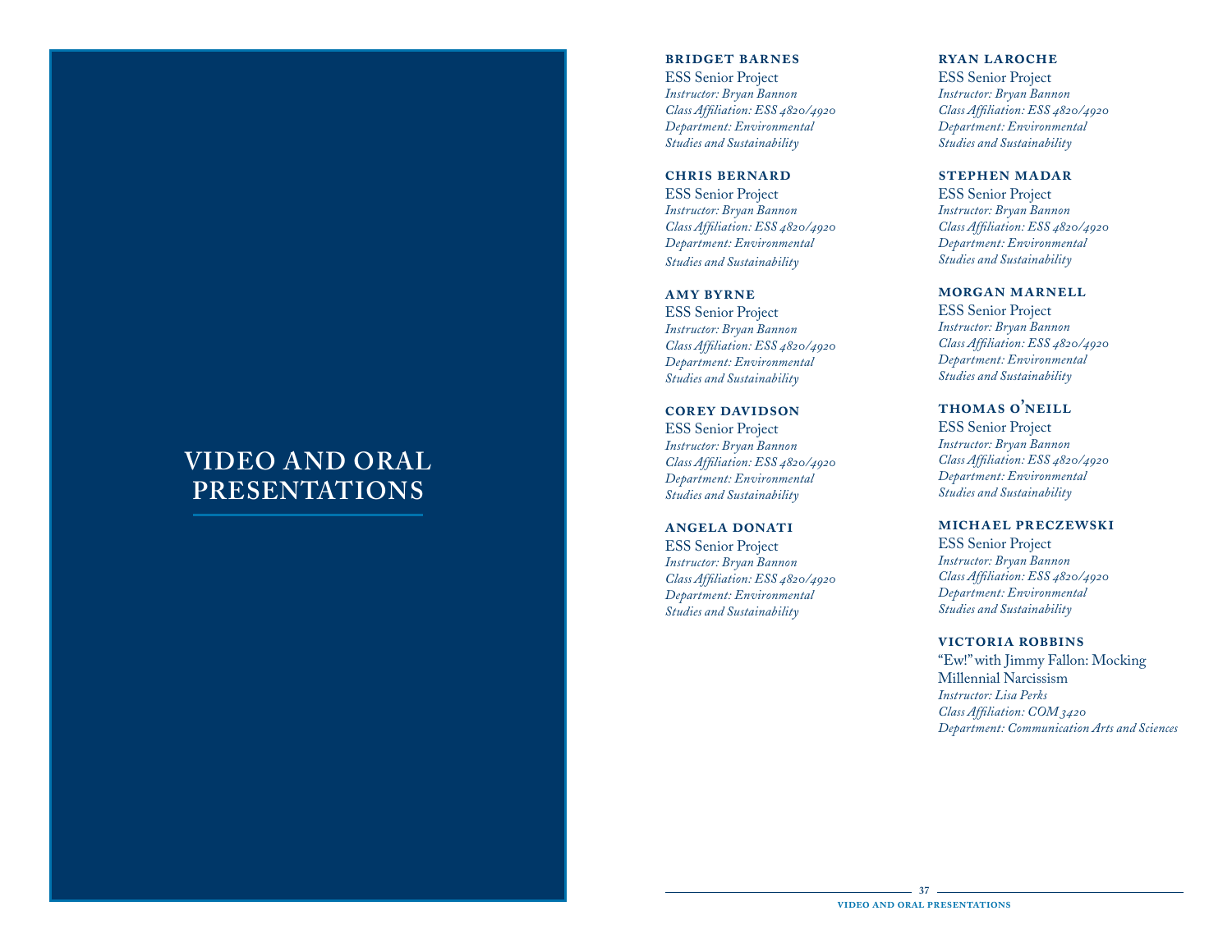# VIDEO AND ORAL PRESENTATIONS

### BRIDGET BARNES

ESS Senior Project
*Instructor: Bryan Bannon*
*Class Affiliation: ESS 4820/4920*
*Department: Environmental Studies and Sustainability*

### CHRIS BERNARD

ESS Senior Project
*Instructor: Bryan Bannon*
*Class Affiliation: ESS 4820/4920*
*Department: Environmental Studies and Sustainability*

### AMY BYRNE

ESS Senior Project
*Instructor: Bryan Bannon*
*Class Affiliation: ESS 4820/4920*
*Department: Environmental Studies and Sustainability*

### COREY DAVIDSON

ESS Senior Project
*Instructor: Bryan Bannon*
*Class Affiliation: ESS 4820/4920*
*Department: Environmental Studies and Sustainability*

### ANGELA DONATI

ESS Senior Project
*Instructor: Bryan Bannon*
*Class Affiliation: ESS 4820/4920*
*Department: Environmental Studies and Sustainability*

### RYAN LAROCHE

ESS Senior Project
*Instructor: Bryan Bannon*
*Class Affiliation: ESS 4820/4920*
*Department: Environmental Studies and Sustainability*

### STEPHEN MADAR

ESS Senior Project
*Instructor: Bryan Bannon*
*Class Affiliation: ESS 4820/4920*
*Department: Environmental Studies and Sustainability*

### MORGAN MARNELL

ESS Senior Project
*Instructor: Bryan Bannon*
*Class Affiliation: ESS 4820/4920*
*Department: Environmental Studies and Sustainability*

### THOMAS O'NEILL

ESS Senior Project
*Instructor: Bryan Bannon*
*Class Affiliation: ESS 4820/4920*
*Department: Environmental Studies and Sustainability*

### MICHAEL PRECZEWSKI

ESS Senior Project
*Instructor: Bryan Bannon*
*Class Affiliation: ESS 4820/4920*
*Department: Environmental Studies and Sustainability*

### VICTORIA ROBBINS

"Ew!" with Jimmy Fallon: Mocking Millennial Narcissism
*Instructor: Lisa Perks*
*Class Affiliation: COM 3420*
*Department: Communication Arts and Sciences*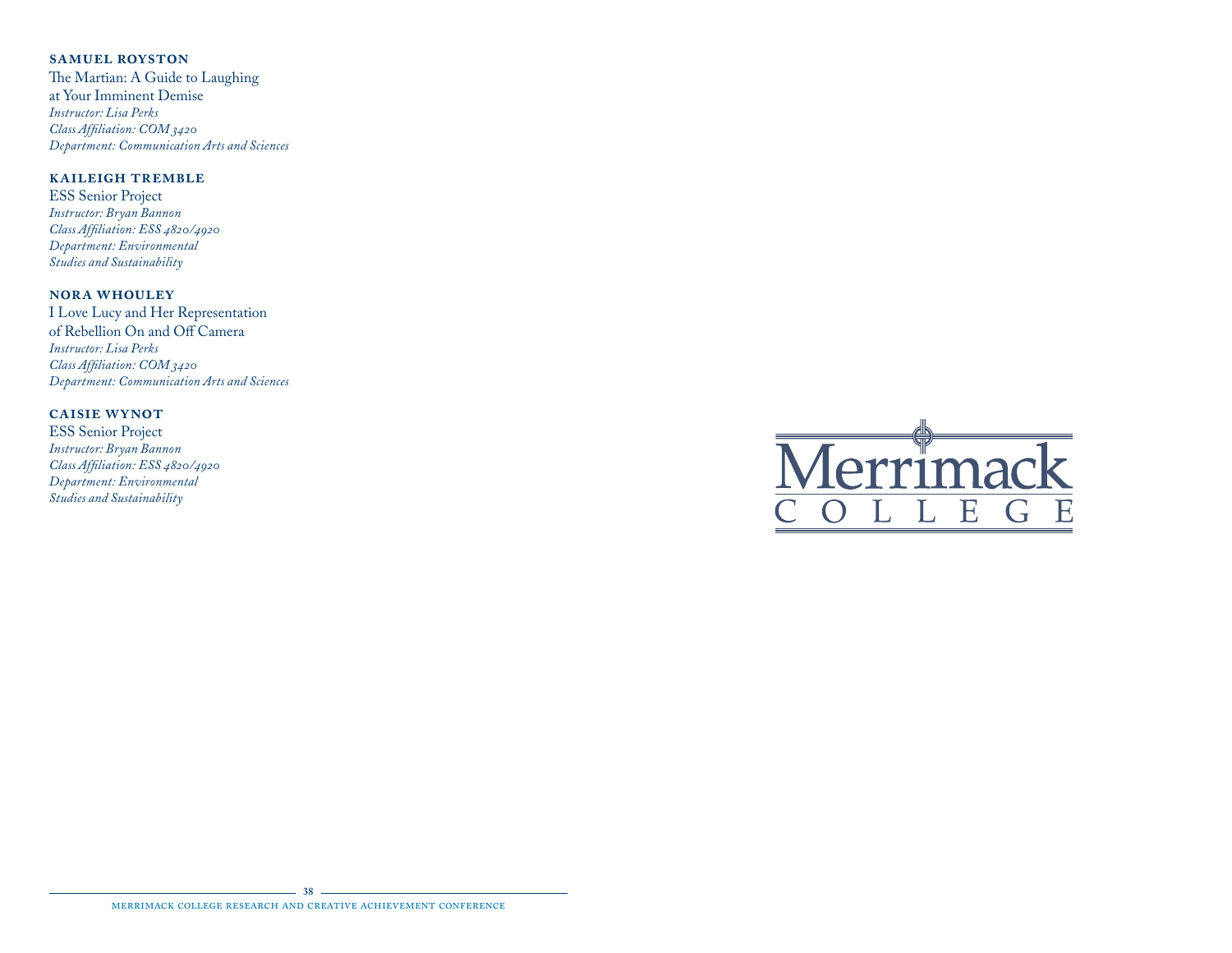**SAMUEL ROYSTON**

The Martian: A Guide to Laughing at Your Imminent Demise
*Instructor: Lisa Perks*
*Class Affiliation: COM 3420*
*Department: Communication Arts and Sciences*

**KAILEIGH TREMBLE**

ESS Senior Project
*Instructor: Bryan Bannon*
*Class Affiliation: ESS 4820/4920*
*Department: Environmental Studies and Sustainability*

**NORA WHOULEY**

I Love Lucy and Her Representation of Rebellion On and Off Camera
*Instructor: Lisa Perks*
*Class Affiliation: COM 3420*
*Department: Communication Arts and Sciences*

**CAISIE WYNOT**

ESS Senior Project
*Instructor: Bryan Bannon*
*Class Affiliation: ESS 4820/4920*
*Department: Environmental Studies and Sustainability*

Merrimack COLLEGE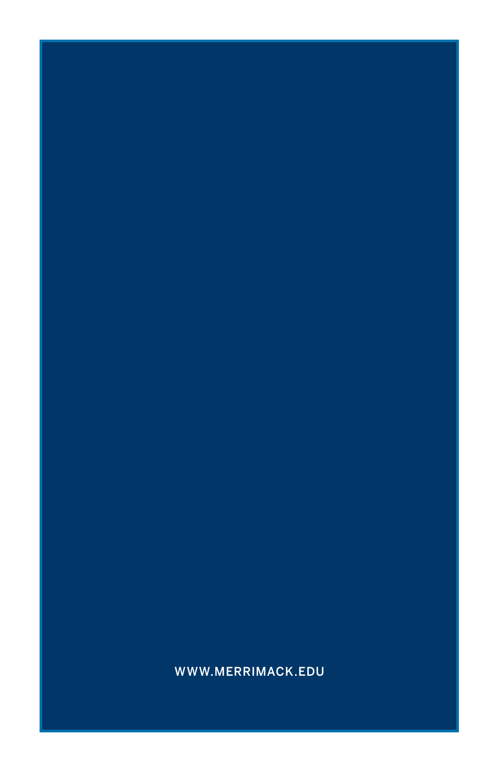WWW.MERRIMACK.EDU